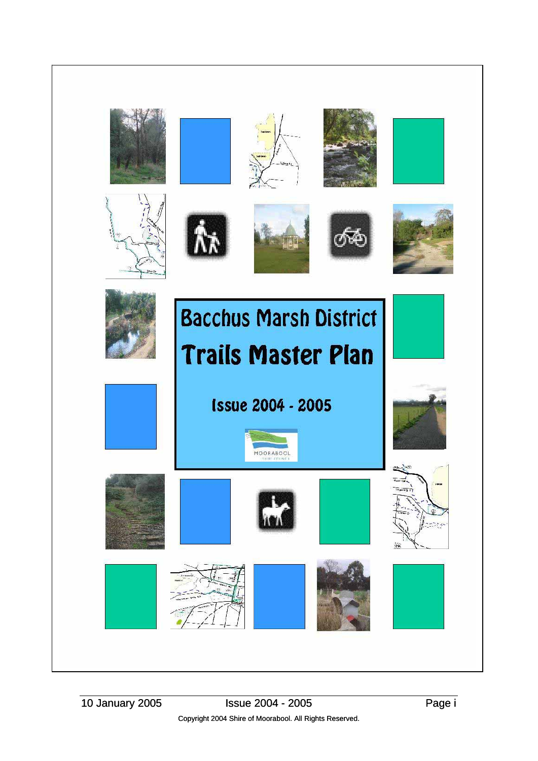# Bacchus Marsh District

# Trails Master Plan

## Issue 2004 - 2005

MOORABOOL SHIRE COUNCIL

Copyright 2004 Shire of Moorabool. All Rights Reserved.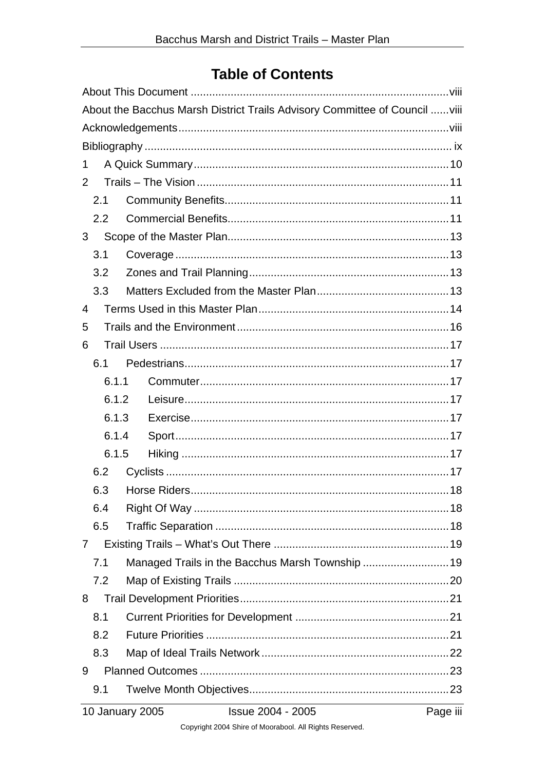# Table of Contents

About This Document ..... viii

About the Bacchus Marsh District Trails Advisory Committee of Council ..... viii

Acknowledgements ..... viii

Bibliography ..... ix

1 A Quick Summary ..... 10

2 Trails – The Vision ..... 11

- 2.1 Community Benefits ..... 11
- 2.2 Commercial Benefits ..... 11

3 Scope of the Master Plan ..... 13

- 3.1 Coverage ..... 13
- 3.2 Zones and Trail Planning ..... 13
- 3.3 Matters Excluded from the Master Plan ..... 13

4 Terms Used in this Master Plan ..... 14

5 Trails and the Environment ..... 16

6 Trail Users ..... 17

- 6.1 Pedestrians ..... 17
  - 6.1.1 Commuter ..... 17
  - 6.1.2 Leisure ..... 17
  - 6.1.3 Exercise ..... 17
  - 6.1.4 Sport ..... 17
  - 6.1.5 Hiking ..... 17
- 6.2 Cyclists ..... 17
- 6.3 Horse Riders ..... 18
- 6.4 Right Of Way ..... 18
- 6.5 Traffic Separation ..... 18

7 Existing Trails – What's Out There ..... 19

- 7.1 Managed Trails in the Bacchus Marsh Township ..... 19
- 7.2 Map of Existing Trails ..... 20

8 Trail Development Priorities ..... 21

- 8.1 Current Priorities for Development ..... 21
- 8.2 Future Priorities ..... 21
- 8.3 Map of Ideal Trails Network ..... 22

9 Planned Outcomes ..... 23

- 9.1 Twelve Month Objectives ..... 23

Copyright 2004 Shire of Moorabool. All Rights Reserved.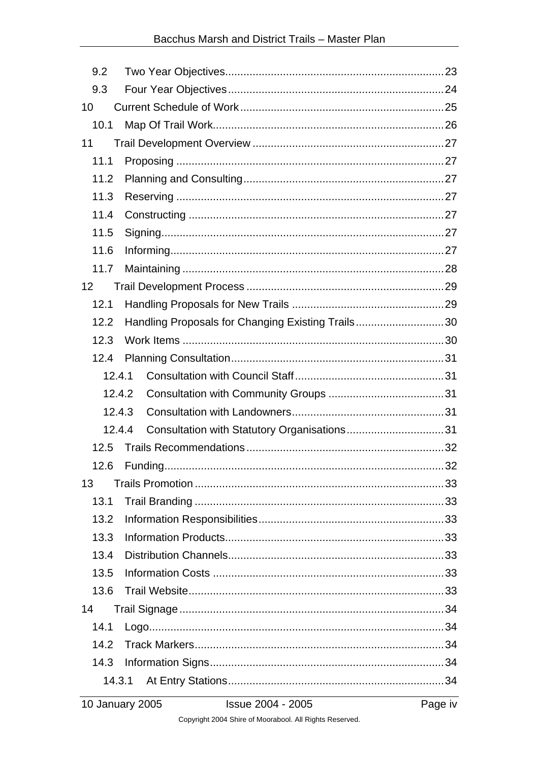- 9.2 Two Year Objectives .......... 23
- 9.3 Four Year Objectives .......... 24
- 10 Current Schedule of Work .......... 25
  - 10.1 Map Of Trail Work .......... 26
- 11 Trail Development Overview .......... 27
  - 11.1 Proposing .......... 27
  - 11.2 Planning and Consulting .......... 27
  - 11.3 Reserving .......... 27
  - 11.4 Constructing .......... 27
  - 11.5 Signing .......... 27
  - 11.6 Informing .......... 27
  - 11.7 Maintaining .......... 28
- 12 Trail Development Process .......... 29
  - 12.1 Handling Proposals for New Trails .......... 29
  - 12.2 Handling Proposals for Changing Existing Trails .......... 30
  - 12.3 Work Items .......... 30
  - 12.4 Planning Consultation .......... 31
    - 12.4.1 Consultation with Council Staff .......... 31
    - 12.4.2 Consultation with Community Groups .......... 31
    - 12.4.3 Consultation with Landowners .......... 31
    - 12.4.4 Consultation with Statutory Organisations .......... 31
  - 12.5 Trails Recommendations .......... 32
  - 12.6 Funding .......... 32
- 13 Trails Promotion .......... 33
  - 13.1 Trail Branding .......... 33
  - 13.2 Information Responsibilities .......... 33
  - 13.3 Information Products .......... 33
  - 13.4 Distribution Channels .......... 33
  - 13.5 Information Costs .......... 33
  - 13.6 Trail Website .......... 33
- 14 Trail Signage .......... 34
  - 14.1 Logo .......... 34
  - 14.2 Track Markers .......... 34
  - 14.3 Information Signs .......... 34
    - 14.3.1 At Entry Stations .......... 34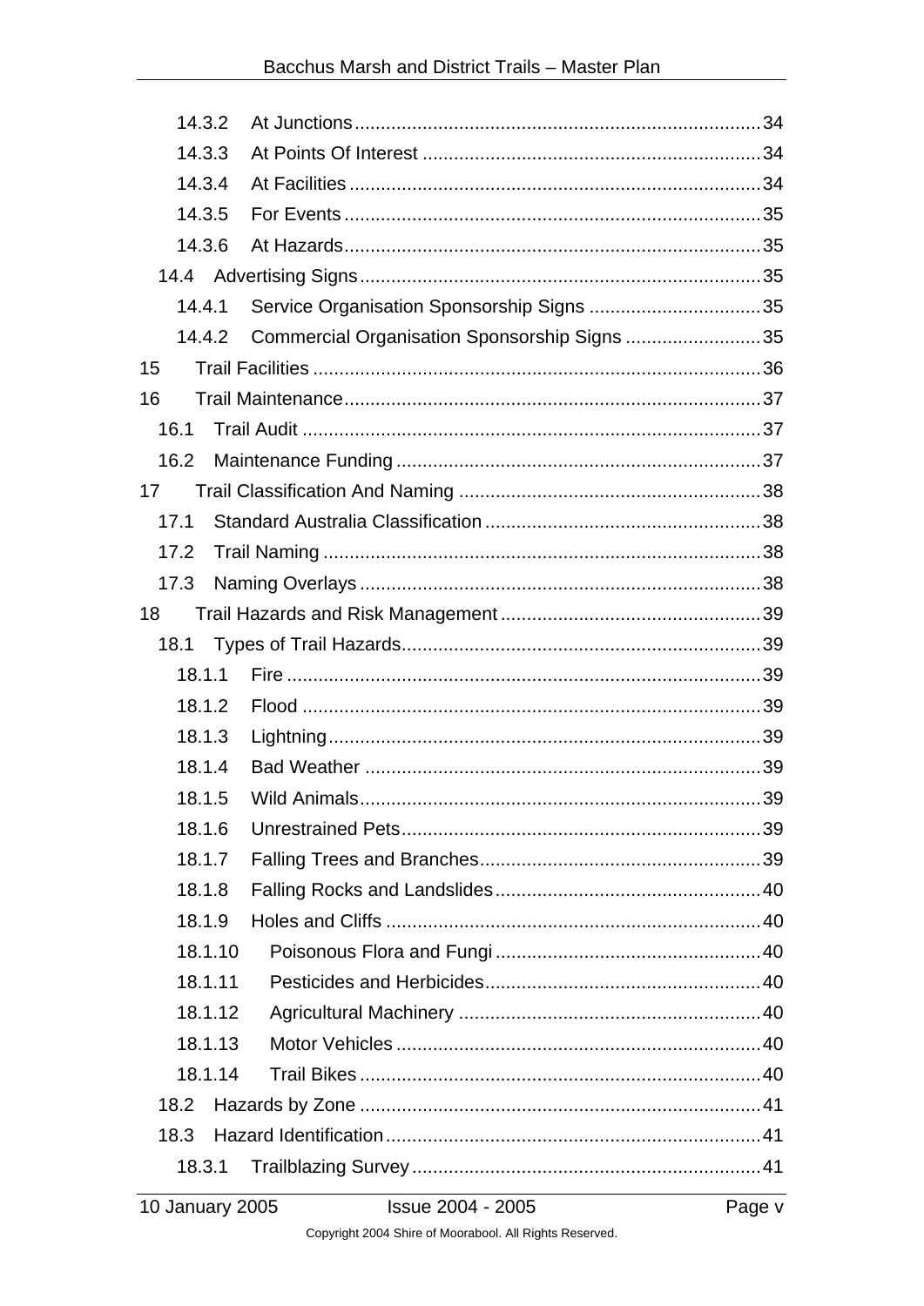14.3.2 At Junctions ........ 34
14.3.3 At Points Of Interest ........ 34
14.3.4 At Facilities ........ 34
14.3.5 For Events ........ 35
14.3.6 At Hazards ........ 35
14.4 Advertising Signs ........ 35
14.4.1 Service Organisation Sponsorship Signs ........ 35
14.4.2 Commercial Organisation Sponsorship Signs ........ 35
15 Trail Facilities ........ 36
16 Trail Maintenance ........ 37
16.1 Trail Audit ........ 37
16.2 Maintenance Funding ........ 37
17 Trail Classification And Naming ........ 38
17.1 Standard Australia Classification ........ 38
17.2 Trail Naming ........ 38
17.3 Naming Overlays ........ 38
18 Trail Hazards and Risk Management ........ 39
18.1 Types of Trail Hazards ........ 39
18.1.1 Fire ........ 39
18.1.2 Flood ........ 39
18.1.3 Lightning ........ 39
18.1.4 Bad Weather ........ 39
18.1.5 Wild Animals ........ 39
18.1.6 Unrestrained Pets ........ 39
18.1.7 Falling Trees and Branches ........ 39
18.1.8 Falling Rocks and Landslides ........ 40
18.1.9 Holes and Cliffs ........ 40
18.1.10 Poisonous Flora and Fungi ........ 40
18.1.11 Pesticides and Herbicides ........ 40
18.1.12 Agricultural Machinery ........ 40
18.1.13 Motor Vehicles ........ 40
18.1.14 Trail Bikes ........ 40
18.2 Hazards by Zone ........ 41
18.3 Hazard Identification ........ 41
18.3.1 Trailblazing Survey ........ 41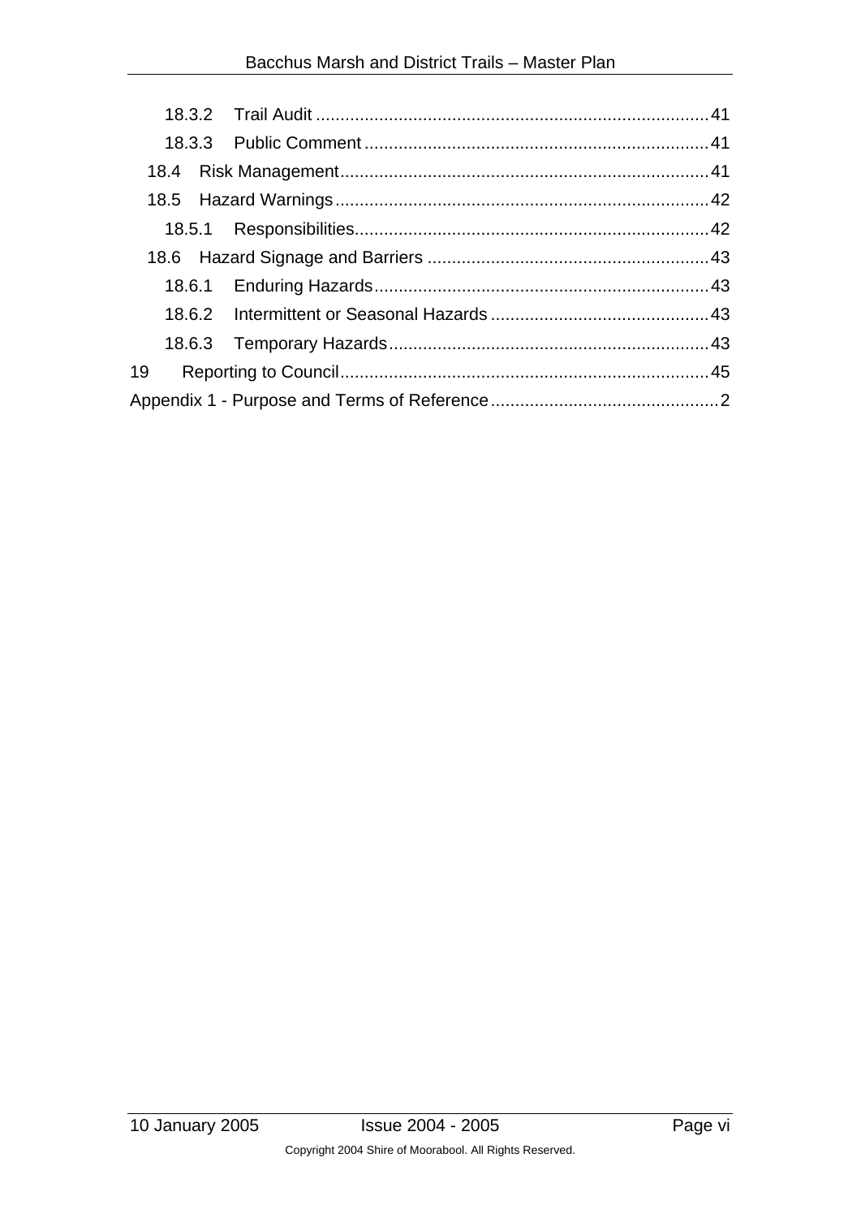18.3.2 Trail Audit ................................................................................41

18.3.3 Public Comment .......................................................................41

18.4 Risk Management...........................................................................41

18.5 Hazard Warnings............................................................................42

18.5.1 Responsibilities........................................................................42

18.6 Hazard Signage and Barriers ..........................................................43

18.6.1 Enduring Hazards....................................................................43

18.6.2 Intermittent or Seasonal Hazards ............................................43

18.6.3 Temporary Hazards.................................................................43

19 Reporting to Council...........................................................................45

Appendix 1 - Purpose and Terms of Reference...............................................2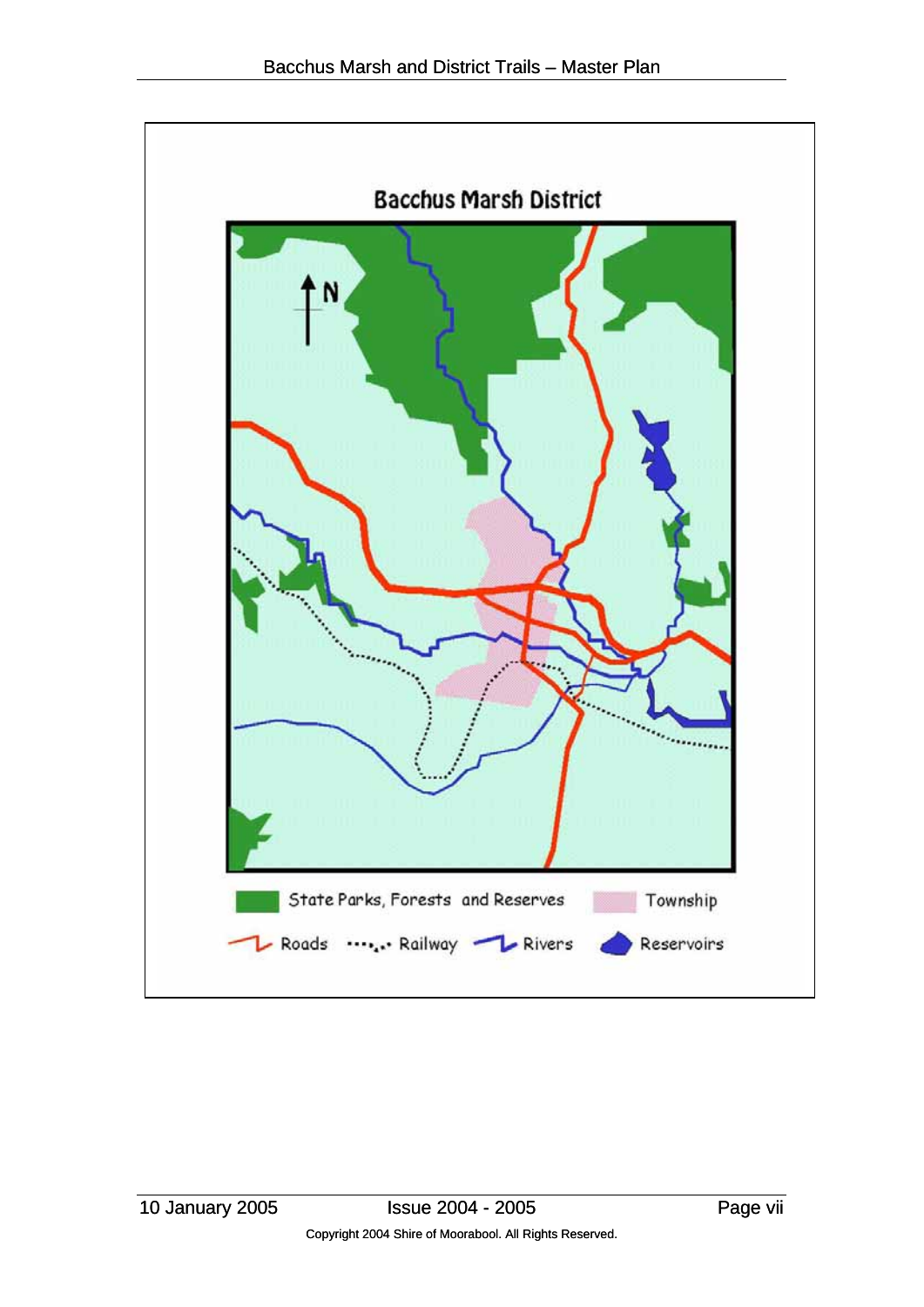## Bacchus Marsh District

State Parks, Forests and Reserves | Township

Roads | Railway | Rivers | Reservoirs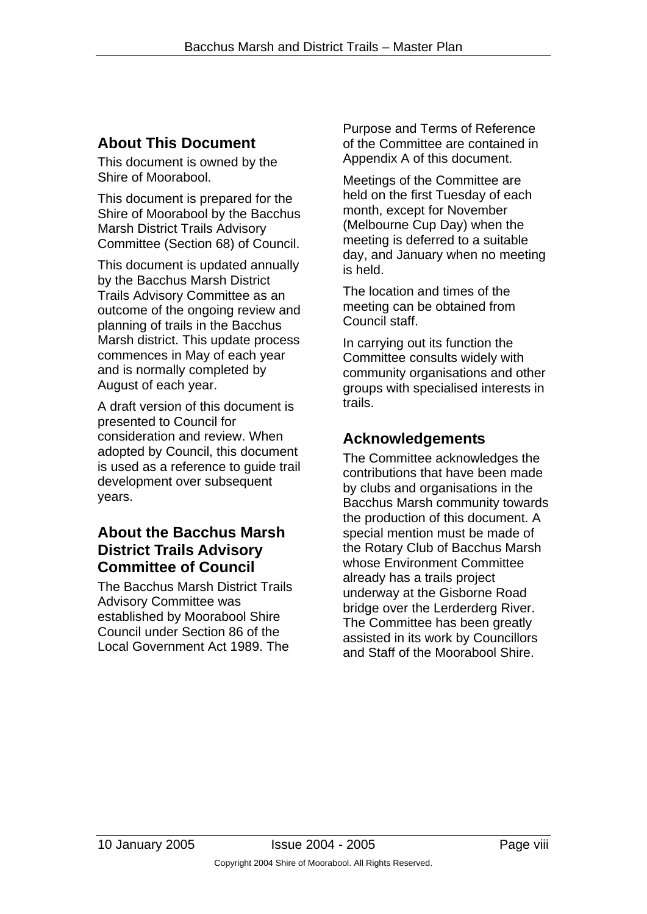## About This Document

This document is owned by the Shire of Moorabool.

This document is prepared for the Shire of Moorabool by the Bacchus Marsh District Trails Advisory Committee (Section 68) of Council.

This document is updated annually by the Bacchus Marsh District Trails Advisory Committee as an outcome of the ongoing review and planning of trails in the Bacchus Marsh district. This update process commences in May of each year and is normally completed by August of each year.

A draft version of this document is presented to Council for consideration and review. When adopted by Council, this document is used as a reference to guide trail development over subsequent years.

## About the Bacchus Marsh District Trails Advisory Committee of Council

The Bacchus Marsh District Trails Advisory Committee was established by Moorabool Shire Council under Section 86 of the Local Government Act 1989. The Purpose and Terms of Reference of the Committee are contained in Appendix A of this document.

Meetings of the Committee are held on the first Tuesday of each month, except for November (Melbourne Cup Day) when the meeting is deferred to a suitable day, and January when no meeting is held.

The location and times of the meeting can be obtained from Council staff.

In carrying out its function the Committee consults widely with community organisations and other groups with specialised interests in trails.

## Acknowledgements

The Committee acknowledges the contributions that have been made by clubs and organisations in the Bacchus Marsh community towards the production of this document. A special mention must be made of the Rotary Club of Bacchus Marsh whose Environment Committee already has a trails project underway at the Gisborne Road bridge over the Lerderderg River. The Committee has been greatly assisted in its work by Councillors and Staff of the Moorabool Shire.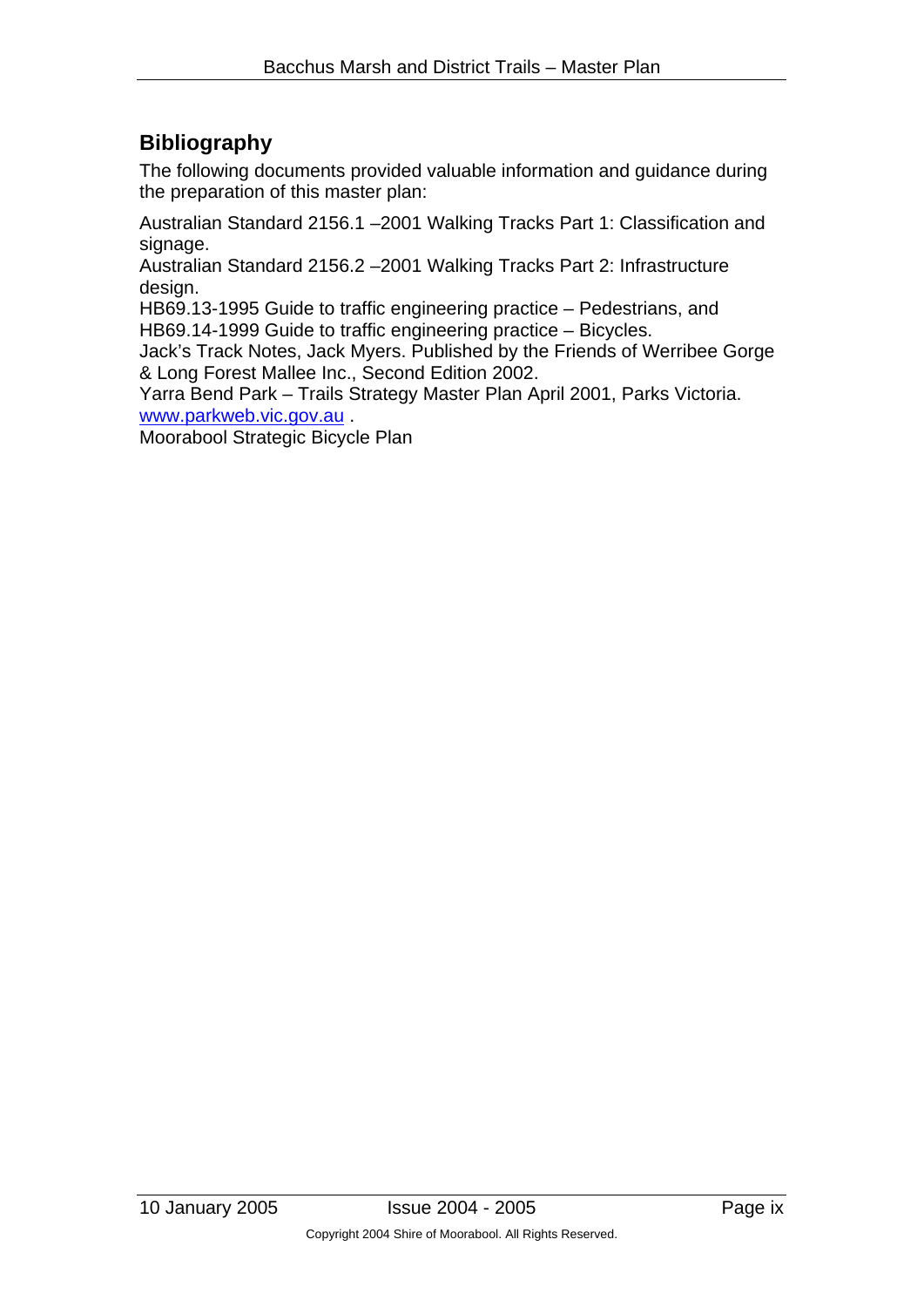## Bibliography

The following documents provided valuable information and guidance during the preparation of this master plan:

Australian Standard 2156.1 –2001 Walking Tracks Part 1: Classification and signage.
Australian Standard 2156.2 –2001 Walking Tracks Part 2: Infrastructure design.
HB69.13-1995 Guide to traffic engineering practice – Pedestrians, and HB69.14-1999 Guide to traffic engineering practice – Bicycles.
Jack's Track Notes, Jack Myers. Published by the Friends of Werribee Gorge & Long Forest Mallee Inc., Second Edition 2002.
Yarra Bend Park – Trails Strategy Master Plan April 2001, Parks Victoria. www.parkweb.vic.gov.au .
Moorabool Strategic Bicycle Plan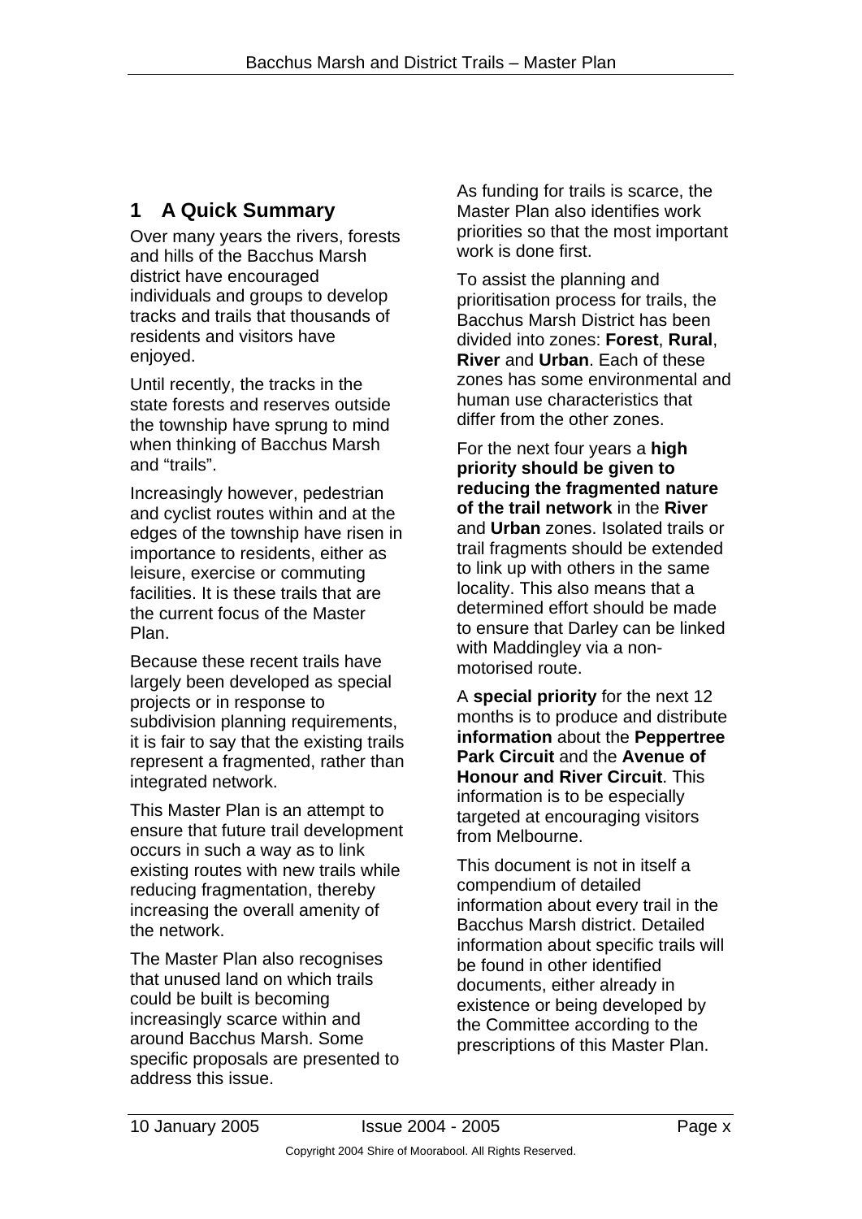# 1 A Quick Summary

Over many years the rivers, forests and hills of the Bacchus Marsh district have encouraged individuals and groups to develop tracks and trails that thousands of residents and visitors have enjoyed.

Until recently, the tracks in the state forests and reserves outside the township have sprung to mind when thinking of Bacchus Marsh and "trails".

Increasingly however, pedestrian and cyclist routes within and at the edges of the township have risen in importance to residents, either as leisure, exercise or commuting facilities. It is these trails that are the current focus of the Master Plan.

Because these recent trails have largely been developed as special projects or in response to subdivision planning requirements, it is fair to say that the existing trails represent a fragmented, rather than integrated network.

This Master Plan is an attempt to ensure that future trail development occurs in such a way as to link existing routes with new trails while reducing fragmentation, thereby increasing the overall amenity of the network.

The Master Plan also recognises that unused land on which trails could be built is becoming increasingly scarce within and around Bacchus Marsh. Some specific proposals are presented to address this issue.

As funding for trails is scarce, the Master Plan also identifies work priorities so that the most important work is done first.

To assist the planning and prioritisation process for trails, the Bacchus Marsh District has been divided into zones: **Forest**, **Rural**, **River** and **Urban**. Each of these zones has some environmental and human use characteristics that differ from the other zones.

For the next four years a **high priority should be given to reducing the fragmented nature of the trail network** in the **River** and **Urban** zones. Isolated trails or trail fragments should be extended to link up with others in the same locality. This also means that a determined effort should be made to ensure that Darley can be linked with Maddingley via a non-motorised route.

A **special priority** for the next 12 months is to produce and distribute **information** about the **Peppertree Park Circuit** and the **Avenue of Honour and River Circuit**. This information is to be especially targeted at encouraging visitors from Melbourne.

This document is not in itself a compendium of detailed information about every trail in the Bacchus Marsh district. Detailed information about specific trails will be found in other identified documents, either already in existence or being developed by the Committee according to the prescriptions of this Master Plan.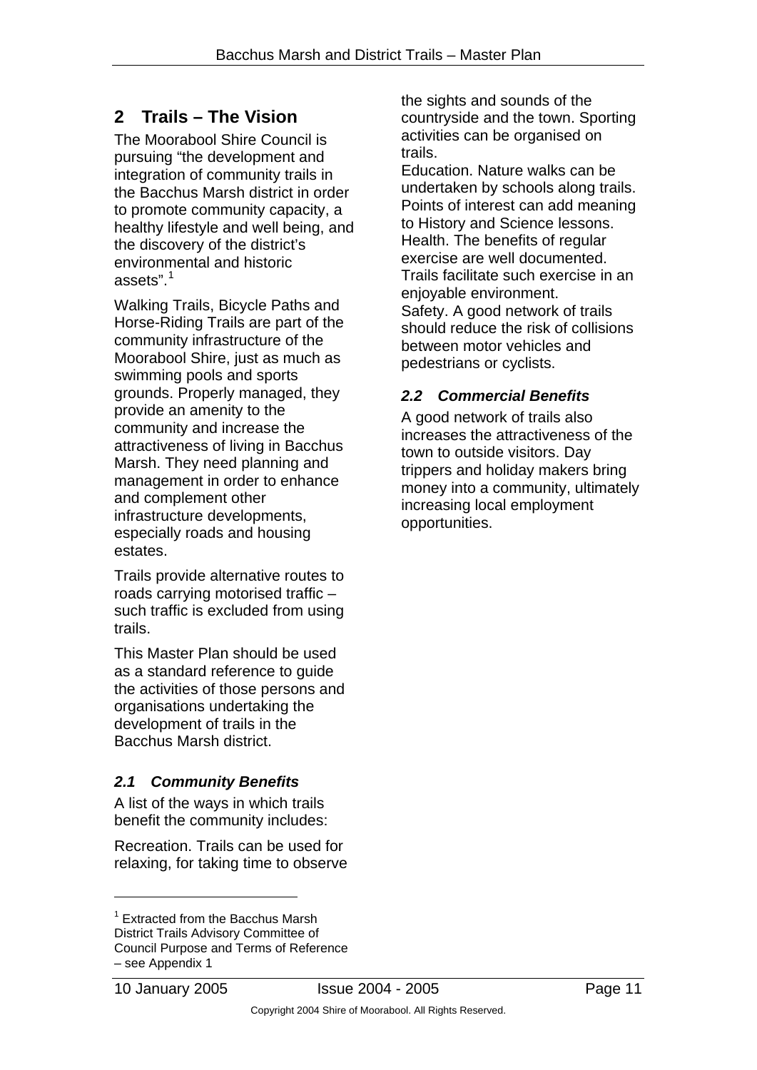## 2 Trails – The Vision

The Moorabool Shire Council is pursuing "the development and integration of community trails in the Bacchus Marsh district in order to promote community capacity, a healthy lifestyle and well being, and the discovery of the district's environmental and historic assets".[1]

Walking Trails, Bicycle Paths and Horse-Riding Trails are part of the community infrastructure of the Moorabool Shire, just as much as swimming pools and sports grounds. Properly managed, they provide an amenity to the community and increase the attractiveness of living in Bacchus Marsh. They need planning and management in order to enhance and complement other infrastructure developments, especially roads and housing estates.

Trails provide alternative routes to roads carrying motorised traffic – such traffic is excluded from using trails.

This Master Plan should be used as a standard reference to guide the activities of those persons and organisations undertaking the development of trails in the Bacchus Marsh district.

### *2.1 Community Benefits*

A list of the ways in which trails benefit the community includes:

Recreation. Trails can be used for relaxing, for taking time to observe the sights and sounds of the countryside and the town. Sporting activities can be organised on trails.
Education. Nature walks can be undertaken by schools along trails. Points of interest can add meaning to History and Science lessons.
Health. The benefits of regular exercise are well documented. Trails facilitate such exercise in an enjoyable environment.
Safety. A good network of trails should reduce the risk of collisions between motor vehicles and pedestrians or cyclists.

### *2.2 Commercial Benefits*

A good network of trails also increases the attractiveness of the town to outside visitors. Day trippers and holiday makers bring money into a community, ultimately increasing local employment opportunities.

---

[1] Extracted from the Bacchus Marsh District Trails Advisory Committee of Council Purpose and Terms of Reference – see Appendix 1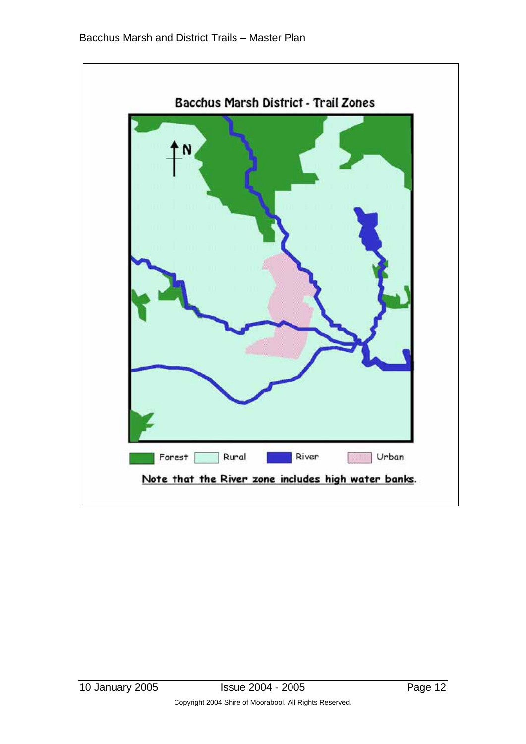Bacchus Marsh District - Trail Zones

Forest | Rural | River | Urban

Note that the River zone includes high water banks.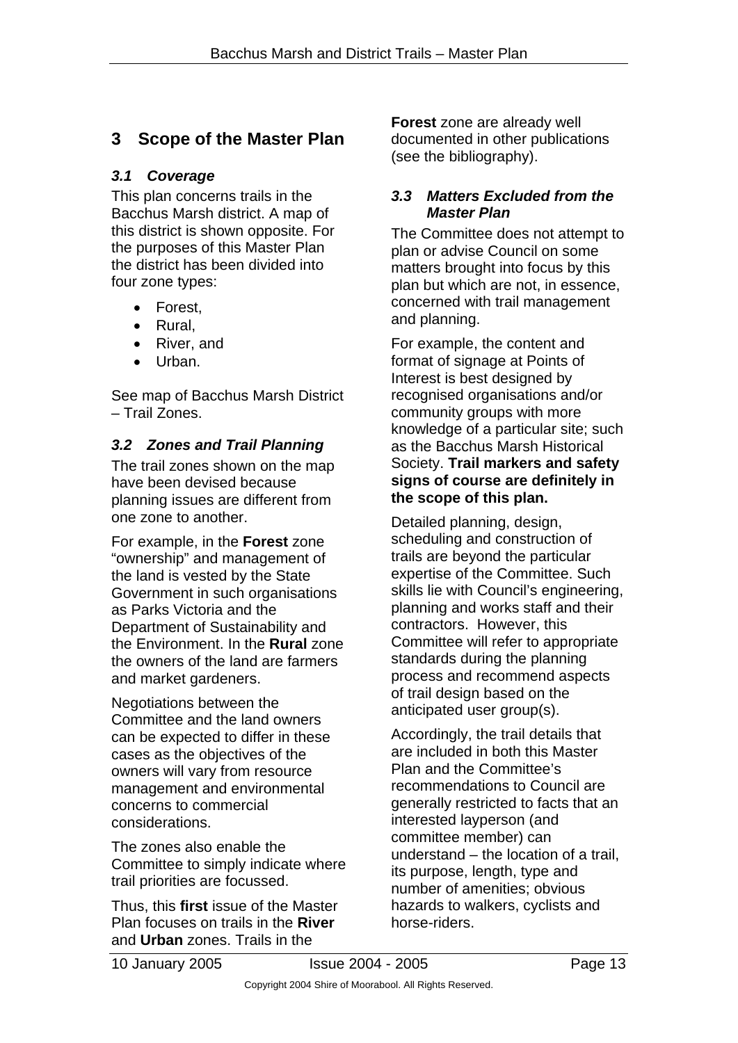# 3 Scope of the Master Plan

## *3.1 Coverage*

This plan concerns trails in the Bacchus Marsh district. A map of this district is shown opposite. For the purposes of this Master Plan the district has been divided into four zone types:

- Forest,
- Rural,
- River, and
- Urban.

See map of Bacchus Marsh District – Trail Zones.

## *3.2 Zones and Trail Planning*

The trail zones shown on the map have been devised because planning issues are different from one zone to another.

For example, in the **Forest** zone "ownership" and management of the land is vested by the State Government in such organisations as Parks Victoria and the Department of Sustainability and the Environment. In the **Rural** zone the owners of the land are farmers and market gardeners.

Negotiations between the Committee and the land owners can be expected to differ in these cases as the objectives of the owners will vary from resource management and environmental concerns to commercial considerations.

The zones also enable the Committee to simply indicate where trail priorities are focussed.

Thus, this **first** issue of the Master Plan focuses on trails in the **River** and **Urban** zones. Trails in the **Forest** zone are already well documented in other publications (see the bibliography).

## *3.3 Matters Excluded from the Master Plan*

The Committee does not attempt to plan or advise Council on some matters brought into focus by this plan but which are not, in essence, concerned with trail management and planning.

For example, the content and format of signage at Points of Interest is best designed by recognised organisations and/or community groups with more knowledge of a particular site; such as the Bacchus Marsh Historical Society. **Trail markers and safety signs of course are definitely in the scope of this plan.**

Detailed planning, design, scheduling and construction of trails are beyond the particular expertise of the Committee. Such skills lie with Council's engineering, planning and works staff and their contractors. However, this Committee will refer to appropriate standards during the planning process and recommend aspects of trail design based on the anticipated user group(s).

Accordingly, the trail details that are included in both this Master Plan and the Committee's recommendations to Council are generally restricted to facts that an interested layperson (and committee member) can understand – the location of a trail, its purpose, length, type and number of amenities; obvious hazards to walkers, cyclists and horse-riders.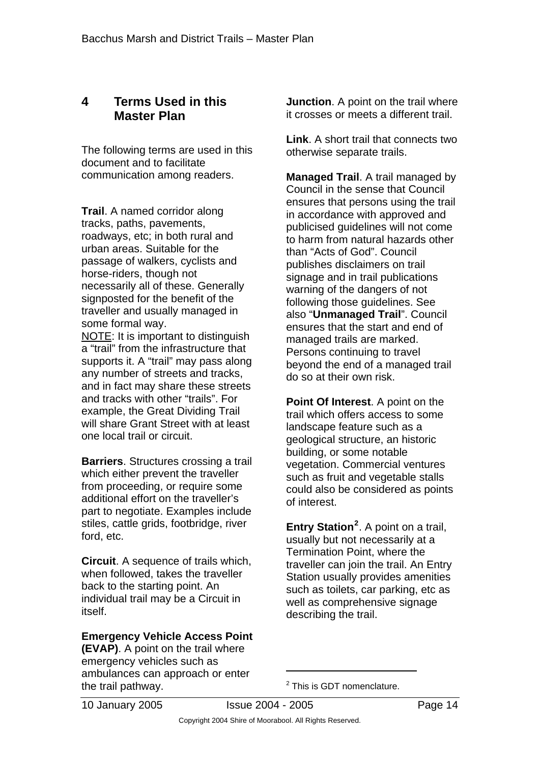## 4 Terms Used in this Master Plan

The following terms are used in this document and to facilitate communication among readers.

**Trail**. A named corridor along tracks, paths, pavements, roadways, etc; in both rural and urban areas. Suitable for the passage of walkers, cyclists and horse-riders, though not necessarily all of these. Generally signposted for the benefit of the traveller and usually managed in some formal way.
NOTE: It is important to distinguish a "trail" from the infrastructure that supports it. A "trail" may pass along any number of streets and tracks, and in fact may share these streets and tracks with other "trails". For example, the Great Dividing Trail will share Grant Street with at least one local trail or circuit.

**Barriers**. Structures crossing a trail which either prevent the traveller from proceeding, or require some additional effort on the traveller's part to negotiate. Examples include stiles, cattle grids, footbridge, river ford, etc.

**Circuit**. A sequence of trails which, when followed, takes the traveller back to the starting point. An individual trail may be a Circuit in itself.

**Emergency Vehicle Access Point (EVAP)**. A point on the trail where emergency vehicles such as ambulances can approach or enter the trail pathway.

**Junction**. A point on the trail where it crosses or meets a different trail.

**Link**. A short trail that connects two otherwise separate trails.

**Managed Trail**. A trail managed by Council in the sense that Council ensures that persons using the trail in accordance with approved and publicised guidelines will not come to harm from natural hazards other than "Acts of God". Council publishes disclaimers on trail signage and in trail publications warning of the dangers of not following those guidelines. See also "**Unmanaged Trail**". Council ensures that the start and end of managed trails are marked. Persons continuing to travel beyond the end of a managed trail do so at their own risk.

**Point Of Interest**. A point on the trail which offers access to some landscape feature such as a geological structure, an historic building, or some notable vegetation. Commercial ventures such as fruit and vegetable stalls could also be considered as points of interest.

**Entry Station**[2]. A point on a trail, usually but not necessarily at a Termination Point, where the traveller can join the trail. An Entry Station usually provides amenities such as toilets, car parking, etc as well as comprehensive signage describing the trail.

[2] This is GDT nomenclature.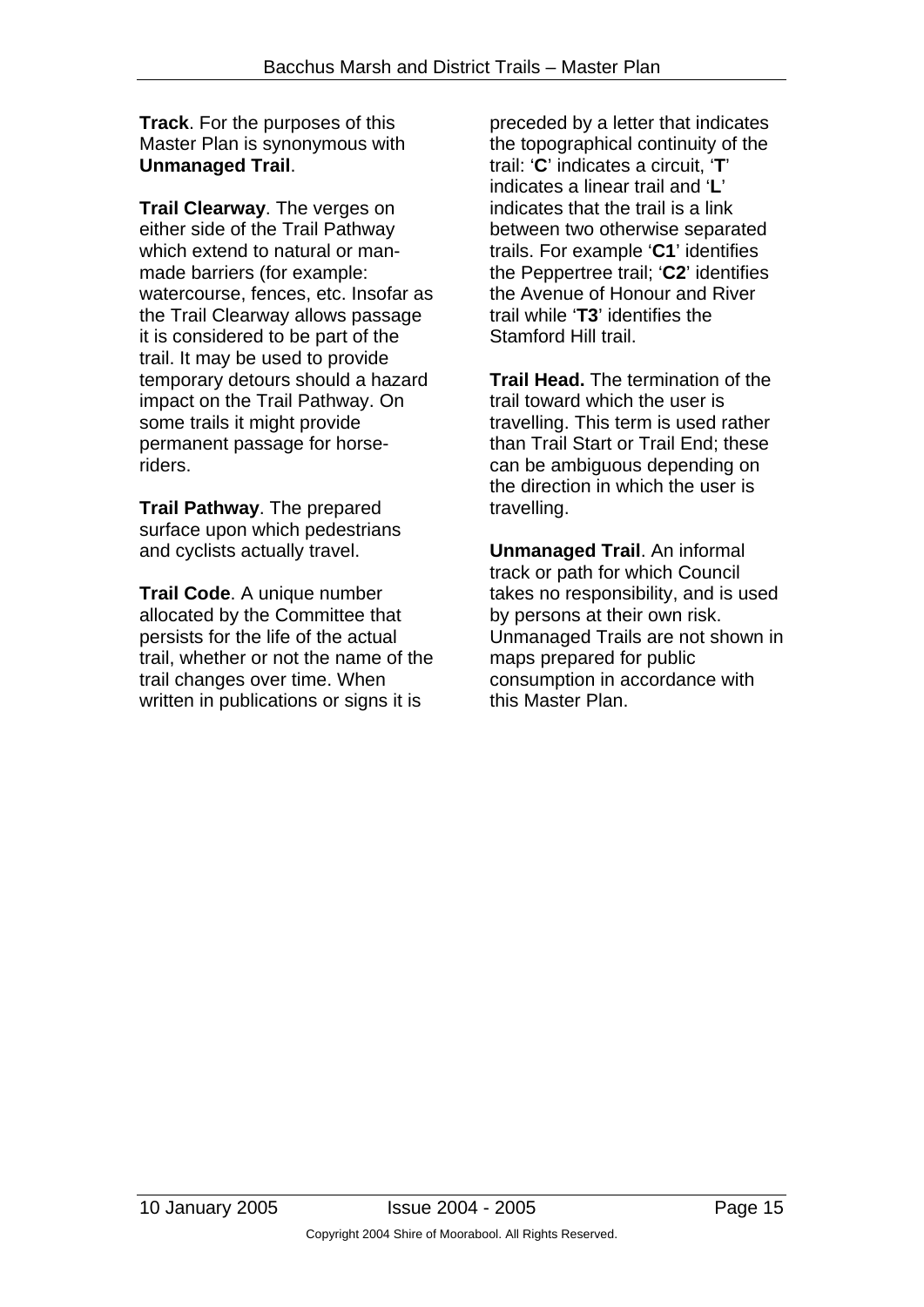**Track**. For the purposes of this Master Plan is synonymous with **Unmanaged Trail**.

**Trail Clearway**. The verges on either side of the Trail Pathway which extend to natural or man-made barriers (for example: watercourse, fences, etc. Insofar as the Trail Clearway allows passage it is considered to be part of the trail. It may be used to provide temporary detours should a hazard impact on the Trail Pathway. On some trails it might provide permanent passage for horse-riders.

**Trail Pathway**. The prepared surface upon which pedestrians and cyclists actually travel.

**Trail Code**. A unique number allocated by the Committee that persists for the life of the actual trail, whether or not the name of the trail changes over time. When written in publications or signs it is preceded by a letter that indicates the topographical continuity of the trail: '**C**' indicates a circuit, '**T**' indicates a linear trail and '**L**' indicates that the trail is a link between two otherwise separated trails. For example '**C1**' identifies the Peppertree trail; '**C2**' identifies the Avenue of Honour and River trail while '**T3**' identifies the Stamford Hill trail.

**Trail Head.** The termination of the trail toward which the user is travelling. This term is used rather than Trail Start or Trail End; these can be ambiguous depending on the direction in which the user is travelling.

**Unmanaged Trail**. An informal track or path for which Council takes no responsibility, and is used by persons at their own risk. Unmanaged Trails are not shown in maps prepared for public consumption in accordance with this Master Plan.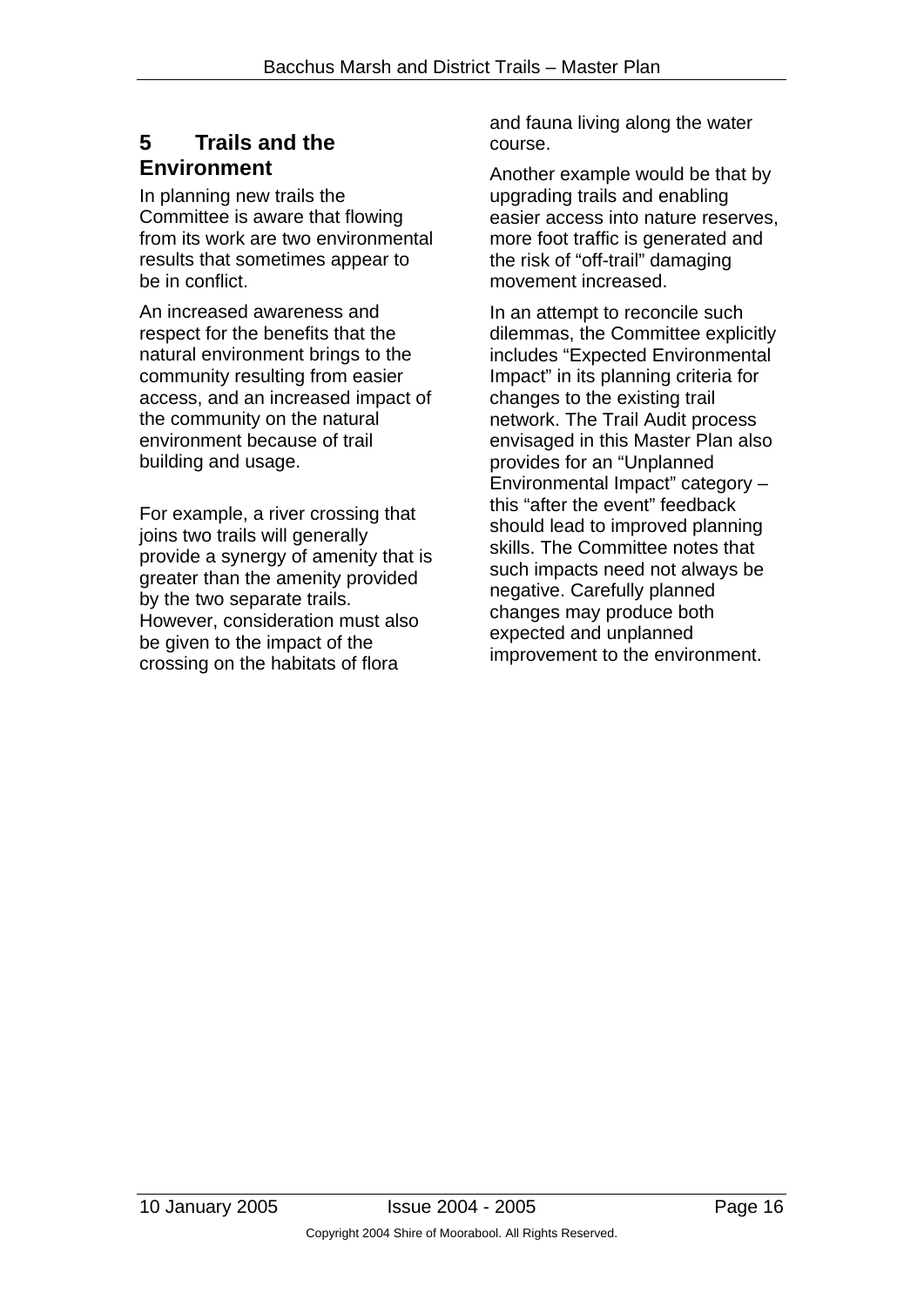## 5 Trails and the Environment

In planning new trails the Committee is aware that flowing from its work are two environmental results that sometimes appear to be in conflict.

An increased awareness and respect for the benefits that the natural environment brings to the community resulting from easier access, and an increased impact of the community on the natural environment because of trail building and usage.

For example, a river crossing that joins two trails will generally provide a synergy of amenity that is greater than the amenity provided by the two separate trails. However, consideration must also be given to the impact of the crossing on the habitats of flora and fauna living along the water course.

Another example would be that by upgrading trails and enabling easier access into nature reserves, more foot traffic is generated and the risk of "off-trail" damaging movement increased.

In an attempt to reconcile such dilemmas, the Committee explicitly includes "Expected Environmental Impact" in its planning criteria for changes to the existing trail network. The Trail Audit process envisaged in this Master Plan also provides for an "Unplanned Environmental Impact" category – this "after the event" feedback should lead to improved planning skills. The Committee notes that such impacts need not always be negative. Carefully planned changes may produce both expected and unplanned improvement to the environment.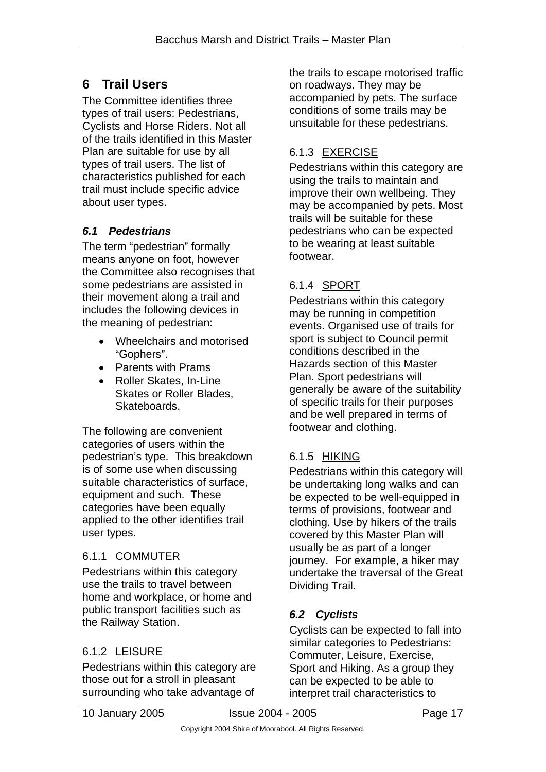# 6 Trail Users

The Committee identifies three types of trail users: Pedestrians, Cyclists and Horse Riders. Not all of the trails identified in this Master Plan are suitable for use by all types of trail users. The list of characteristics published for each trail must include specific advice about user types.

## *6.1 Pedestrians*

The term "pedestrian" formally means anyone on foot, however the Committee also recognises that some pedestrians are assisted in their movement along a trail and includes the following devices in the meaning of pedestrian:

- Wheelchairs and motorised "Gophers".
- Parents with Prams
- Roller Skates, In-Line Skates or Roller Blades, Skateboards.

The following are convenient categories of users within the pedestrian's type. This breakdown is of some use when discussing suitable characteristics of surface, equipment and such. These categories have been equally applied to the other identifies trail user types.

### 6.1.1 COMMUTER

Pedestrians within this category use the trails to travel between home and workplace, or home and public transport facilities such as the Railway Station.

### 6.1.2 LEISURE

Pedestrians within this category are those out for a stroll in pleasant surrounding who take advantage of the trails to escape motorised traffic on roadways. They may be accompanied by pets. The surface conditions of some trails may be unsuitable for these pedestrians.

### 6.1.3 EXERCISE

Pedestrians within this category are using the trails to maintain and improve their own wellbeing. They may be accompanied by pets. Most trails will be suitable for these pedestrians who can be expected to be wearing at least suitable footwear.

### 6.1.4 SPORT

Pedestrians within this category may be running in competition events. Organised use of trails for sport is subject to Council permit conditions described in the Hazards section of this Master Plan. Sport pedestrians will generally be aware of the suitability of specific trails for their purposes and be well prepared in terms of footwear and clothing.

### 6.1.5 HIKING

Pedestrians within this category will be undertaking long walks and can be expected to be well-equipped in terms of provisions, footwear and clothing. Use by hikers of the trails covered by this Master Plan will usually be as part of a longer journey. For example, a hiker may undertake the traversal of the Great Dividing Trail.

## *6.2 Cyclists*

Cyclists can be expected to fall into similar categories to Pedestrians: Commuter, Leisure, Exercise, Sport and Hiking. As a group they can be expected to be able to interpret trail characteristics to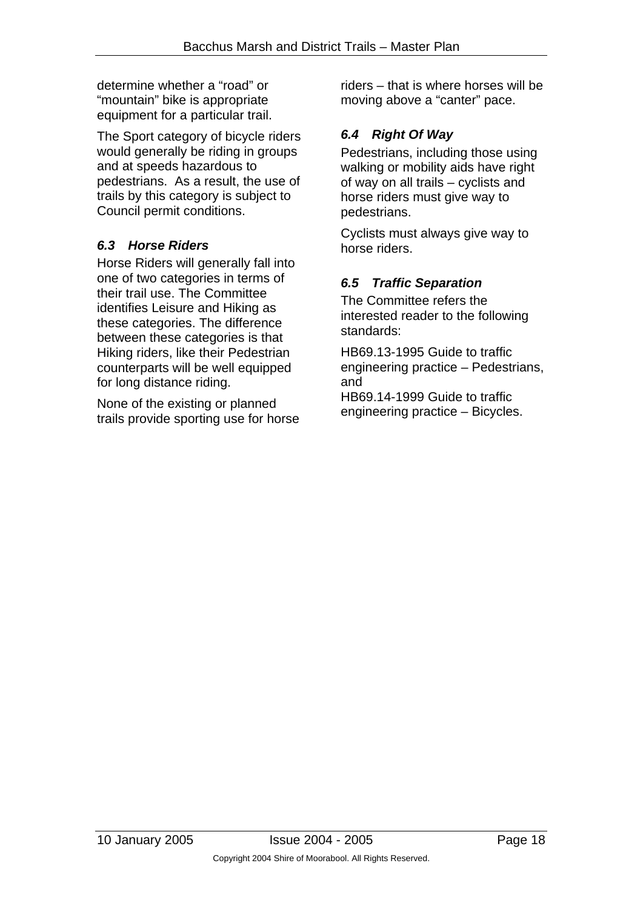determine whether a "road" or "mountain" bike is appropriate equipment for a particular trail.

The Sport category of bicycle riders would generally be riding in groups and at speeds hazardous to pedestrians.  As a result, the use of trails by this category is subject to Council permit conditions.

### *6.3 Horse Riders*

Horse Riders will generally fall into one of two categories in terms of their trail use. The Committee identifies Leisure and Hiking as these categories. The difference between these categories is that Hiking riders, like their Pedestrian counterparts will be well equipped for long distance riding.

None of the existing or planned trails provide sporting use for horse riders – that is where horses will be moving above a "canter" pace.

### *6.4 Right Of Way*

Pedestrians, including those using walking or mobility aids have right of way on all trails – cyclists and horse riders must give way to pedestrians.

Cyclists must always give way to horse riders.

### *6.5 Traffic Separation*

The Committee refers the interested reader to the following standards:

HB69.13-1995 Guide to traffic engineering practice – Pedestrians, and
HB69.14-1999 Guide to traffic engineering practice – Bicycles.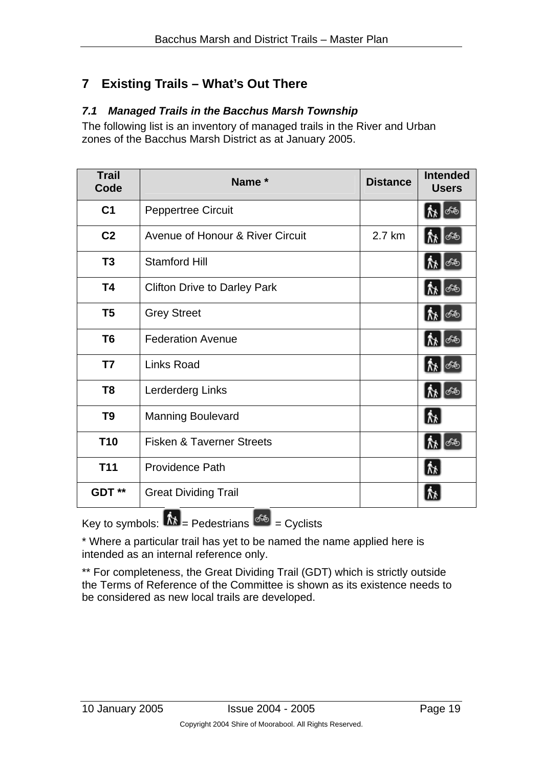## 7 Existing Trails – What's Out There

### *7.1 Managed Trails in the Bacchus Marsh Township*

The following list is an inventory of managed trails in the River and Urban zones of the Bacchus Marsh District as at January 2005.

| Trail Code | Name * | Distance | Intended Users |
|---|---|---|---|
| **C1** | Peppertree Circuit | | Pedestrians, Cyclists |
| **C2** | Avenue of Honour & River Circuit | 2.7 km | Pedestrians, Cyclists |
| **T3** | Stamford Hill | | Pedestrians, Cyclists |
| **T4** | Clifton Drive to Darley Park | | Pedestrians, Cyclists |
| **T5** | Grey Street | | Pedestrians, Cyclists |
| **T6** | Federation Avenue | | Pedestrians, Cyclists |
| **T7** | Links Road | | Pedestrians, Cyclists |
| **T8** | Lerderderg Links | | Pedestrians, Cyclists |
| **T9** | Manning Boulevard | | Pedestrians |
| **T10** | Fisken & Taverner Streets | | Pedestrians, Cyclists |
| **T11** | Providence Path | | Pedestrians |
| **GDT \*\*** | Great Dividing Trail | | Pedestrians |

Key to symbols: = Pedestrians = Cyclists

\* Where a particular trail has yet to be named the name applied here is intended as an internal reference only.

\*\* For completeness, the Great Dividing Trail (GDT) which is strictly outside the Terms of Reference of the Committee is shown as its existence needs to be considered as new local trails are developed.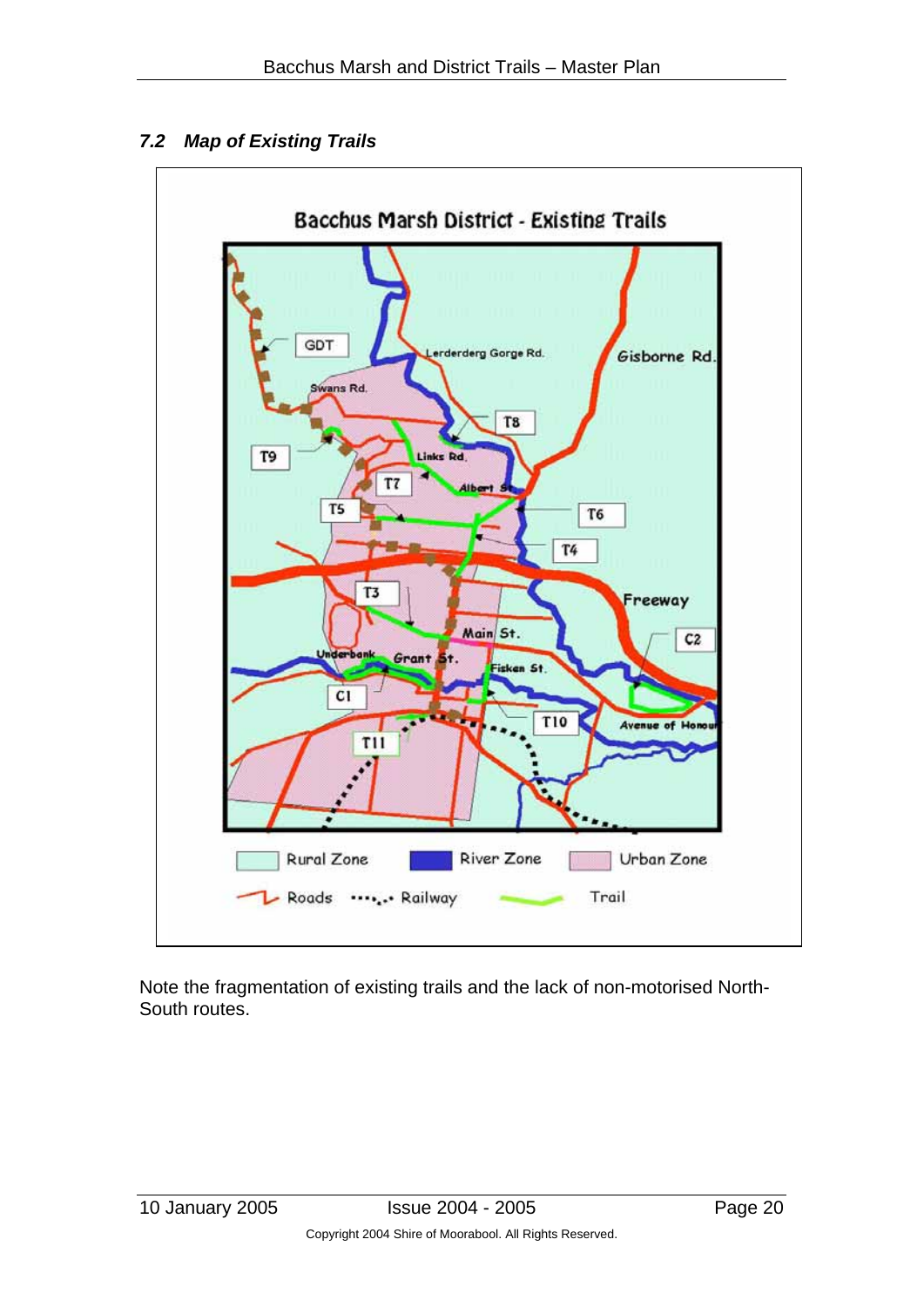## 7.2 Map of Existing Trails

Bacchus Marsh District - Existing Trails

GDT

Lerderderg Gorge Rd.

Gisborne Rd.

Swans Rd.

T8

T9

Links Rd.

T7

Albert St.

T5

T6

T4

Freeway

T3

Main St.

C2

Underbank

Grant St.

Fisken St.

C1

T10

Avenue of Honour

T11

Rural Zone | River Zone | Urban Zone

Roads | Railway | Trail

Note the fragmentation of existing trails and the lack of non-motorised North-South routes.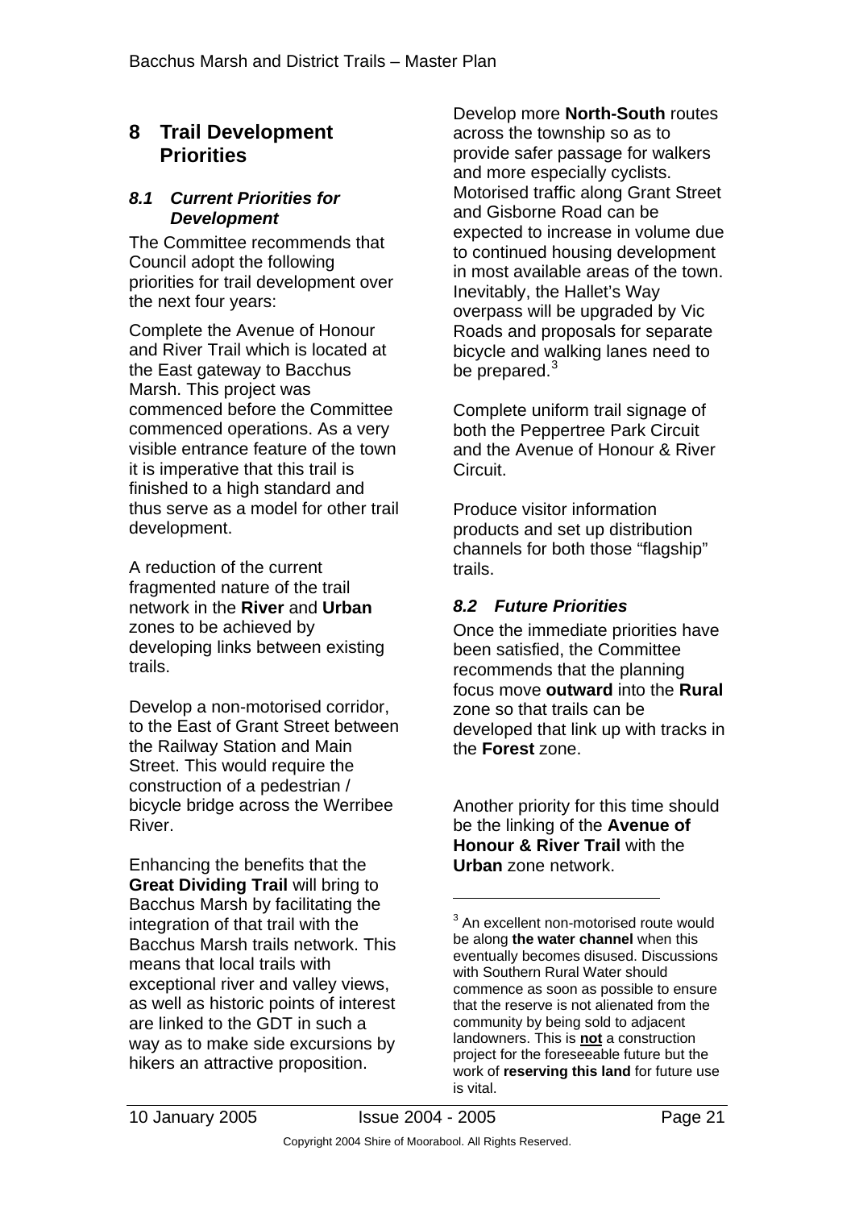# 8 Trail Development Priorities

## *8.1 Current Priorities for Development*

The Committee recommends that Council adopt the following priorities for trail development over the next four years:

Complete the Avenue of Honour and River Trail which is located at the East gateway to Bacchus Marsh. This project was commenced before the Committee commenced operations. As a very visible entrance feature of the town it is imperative that this trail is finished to a high standard and thus serve as a model for other trail development.

A reduction of the current fragmented nature of the trail network in the **River** and **Urban** zones to be achieved by developing links between existing trails.

Develop a non-motorised corridor, to the East of Grant Street between the Railway Station and Main Street. This would require the construction of a pedestrian / bicycle bridge across the Werribee River.

Enhancing the benefits that the **Great Dividing Trail** will bring to Bacchus Marsh by facilitating the integration of that trail with the Bacchus Marsh trails network. This means that local trails with exceptional river and valley views, as well as historic points of interest are linked to the GDT in such a way as to make side excursions by hikers an attractive proposition.

Develop more **North-South** routes across the township so as to provide safer passage for walkers and more especially cyclists. Motorised traffic along Grant Street and Gisborne Road can be expected to increase in volume due to continued housing development in most available areas of the town. Inevitably, the Hallet's Way overpass will be upgraded by Vic Roads and proposals for separate bicycle and walking lanes need to be prepared.[3]

Complete uniform trail signage of both the Peppertree Park Circuit and the Avenue of Honour & River Circuit.

Produce visitor information products and set up distribution channels for both those "flagship" trails.

## *8.2 Future Priorities*

Once the immediate priorities have been satisfied, the Committee recommends that the planning focus move **outward** into the **Rural** zone so that trails can be developed that link up with tracks in the **Forest** zone.

Another priority for this time should be the linking of the **Avenue of Honour & River Trail** with the **Urban** zone network.

---

[3] An excellent non-motorised route would be along **the water channel** when this eventually becomes disused. Discussions with Southern Rural Water should commence as soon as possible to ensure that the reserve is not alienated from the community by being sold to adjacent landowners. This is **not** a construction project for the foreseeable future but the work of **reserving this land** for future use is vital.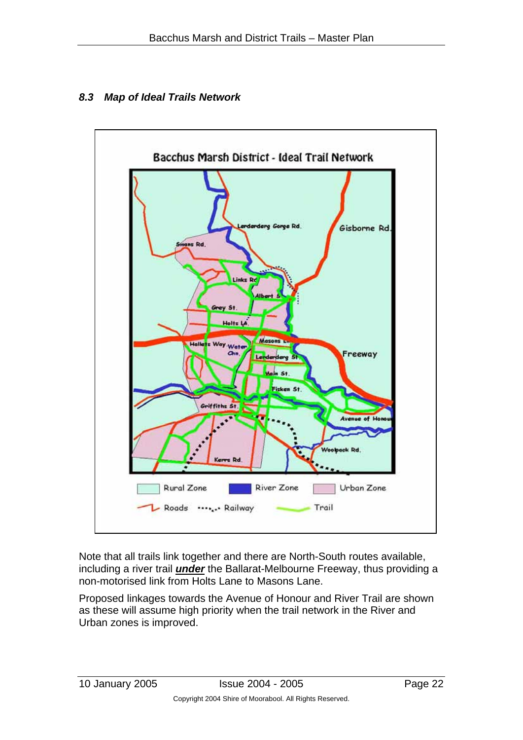### *8.3 Map of Ideal Trails Network*

Note that all trails link together and there are North-South routes available, including a river trail ***under*** the Ballarat-Melbourne Freeway, thus providing a non-motorised link from Holts Lane to Masons Lane.

Proposed linkages towards the Avenue of Honour and River Trail are shown as these will assume high priority when the trail network in the River and Urban zones is improved.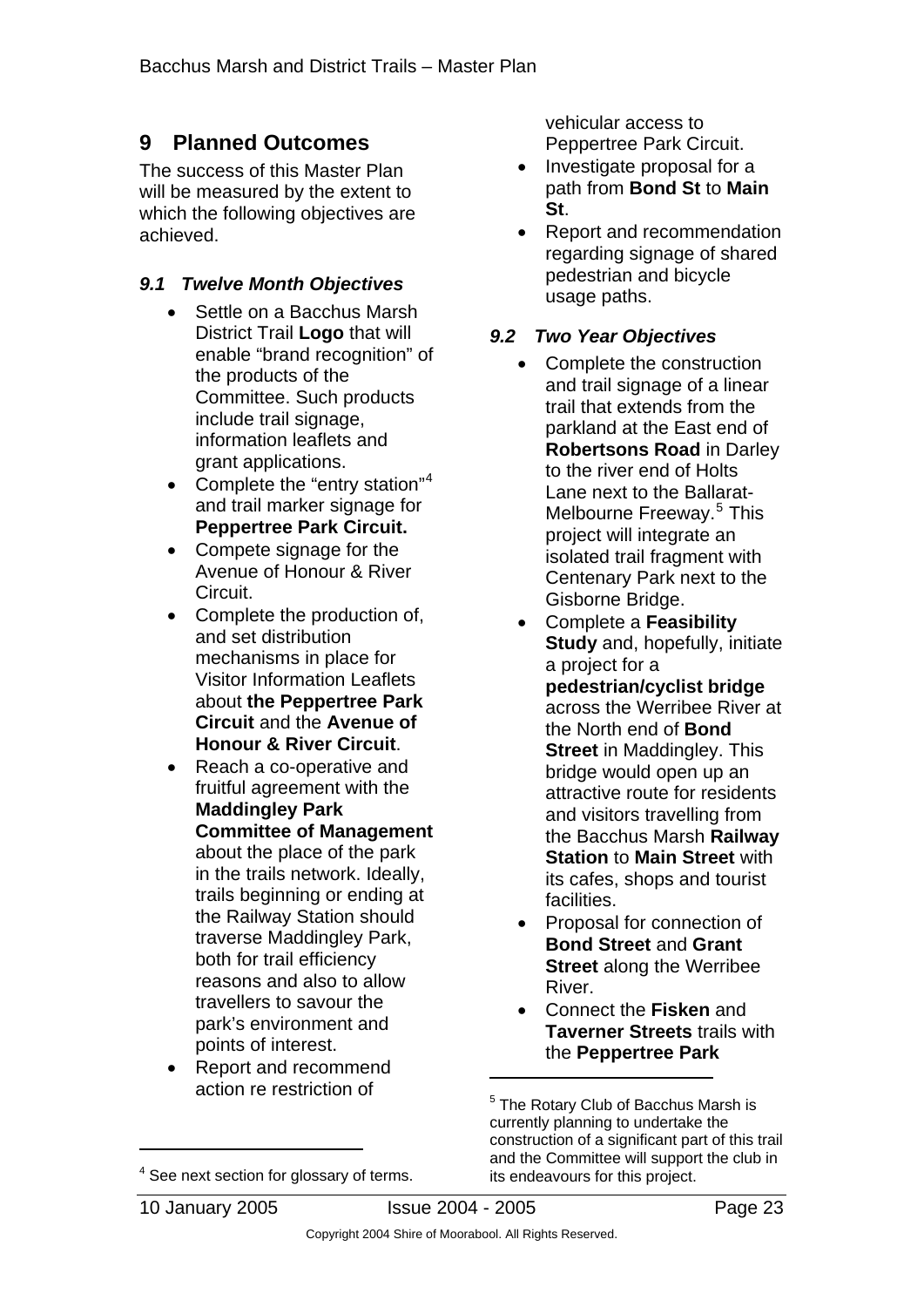## 9 Planned Outcomes

The success of this Master Plan will be measured by the extent to which the following objectives are achieved.

### *9.1 Twelve Month Objectives*

- Settle on a Bacchus Marsh District Trail **Logo** that will enable "brand recognition" of the products of the Committee. Such products include trail signage, information leaflets and grant applications.
- Complete the "entry station"[4] and trail marker signage for **Peppertree Park Circuit.**
- Compete signage for the Avenue of Honour & River Circuit.
- Complete the production of, and set distribution mechanisms in place for Visitor Information Leaflets about **the Peppertree Park Circuit** and the **Avenue of Honour & River Circuit**.
- Reach a co-operative and fruitful agreement with the **Maddingley Park Committee of Management** about the place of the park in the trails network. Ideally, trails beginning or ending at the Railway Station should traverse Maddingley Park, both for trail efficiency reasons and also to allow travellers to savour the park's environment and points of interest.
- Report and recommend action re restriction of vehicular access to Peppertree Park Circuit.
- Investigate proposal for a path from **Bond St** to **Main St**.
- Report and recommendation regarding signage of shared pedestrian and bicycle usage paths.

### *9.2 Two Year Objectives*

- Complete the construction and trail signage of a linear trail that extends from the parkland at the East end of **Robertsons Road** in Darley to the river end of Holts Lane next to the Ballarat-Melbourne Freeway.[5] This project will integrate an isolated trail fragment with Centenary Park next to the Gisborne Bridge.
- Complete a **Feasibility Study** and, hopefully, initiate a project for a **pedestrian/cyclist bridge** across the Werribee River at the North end of **Bond Street** in Maddingley. This bridge would open up an attractive route for residents and visitors travelling from the Bacchus Marsh **Railway Station** to **Main Street** with its cafes, shops and tourist facilities.
- Proposal for connection of **Bond Street** and **Grant Street** along the Werribee River.
- Connect the **Fisken** and **Taverner Streets** trails with the **Peppertree Park**

---

[4] See next section for glossary of terms.

[5] The Rotary Club of Bacchus Marsh is currently planning to undertake the construction of a significant part of this trail and the Committee will support the club in its endeavours for this project.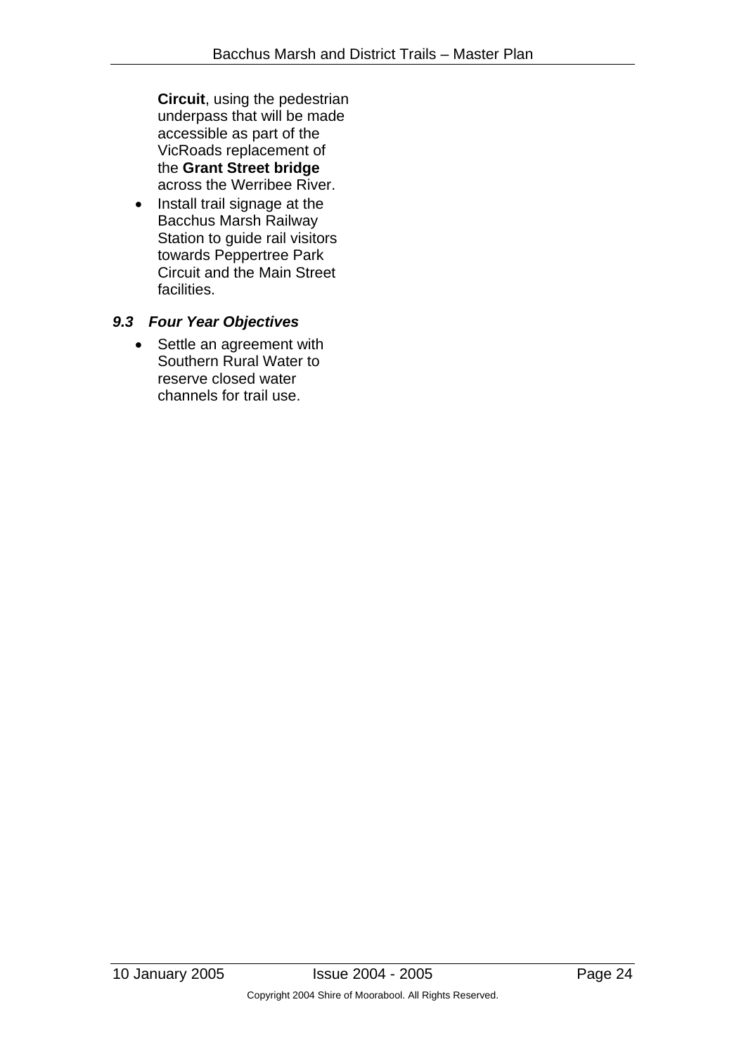**Circuit**, using the pedestrian underpass that will be made accessible as part of the VicRoads replacement of the **Grant Street bridge** across the Werribee River.

- Install trail signage at the Bacchus Marsh Railway Station to guide rail visitors towards Peppertree Park Circuit and the Main Street facilities.

### *9.3 Four Year Objectives*

- Settle an agreement with Southern Rural Water to reserve closed water channels for trail use.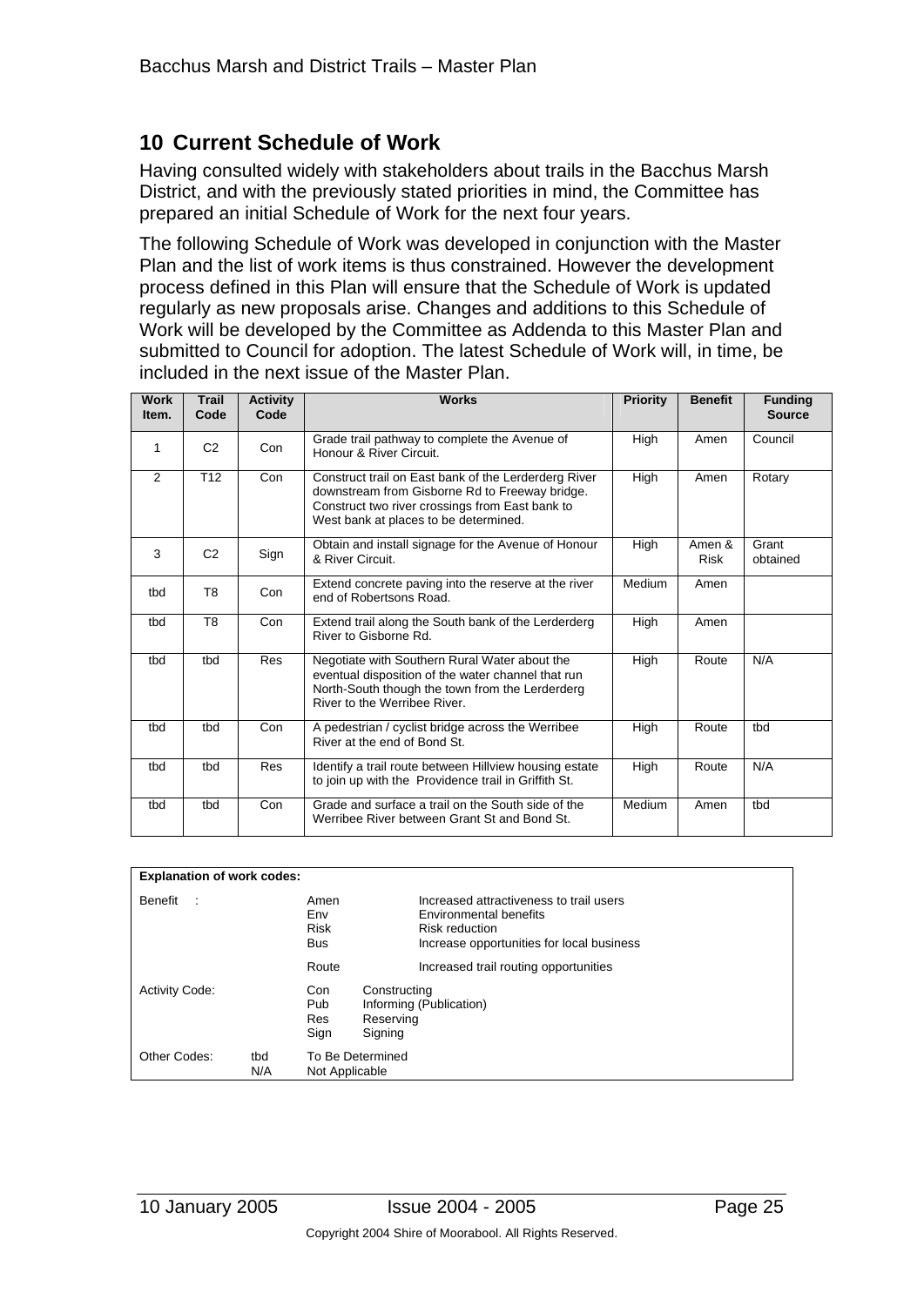# 10 Current Schedule of Work

Having consulted widely with stakeholders about trails in the Bacchus Marsh District, and with the previously stated priorities in mind, the Committee has prepared an initial Schedule of Work for the next four years.

The following Schedule of Work was developed in conjunction with the Master Plan and the list of work items is thus constrained. However the development process defined in this Plan will ensure that the Schedule of Work is updated regularly as new proposals arise. Changes and additions to this Schedule of Work will be developed by the Committee as Addenda to this Master Plan and submitted to Council for adoption. The latest Schedule of Work will, in time, be included in the next issue of the Master Plan.

| Work Item. | Trail Code | Activity Code | Works | Priority | Benefit | Funding Source |
|---|---|---|---|---|---|---|
| 1 | C2 | Con | Grade trail pathway to complete the Avenue of Honour & River Circuit. | High | Amen | Council |
| 2 | T12 | Con | Construct trail on East bank of the Lerderderg River downstream from Gisborne Rd to Freeway bridge. Construct two river crossings from East bank to West bank at places to be determined. | High | Amen | Rotary |
| 3 | C2 | Sign | Obtain and install signage for the Avenue of Honour & River Circuit. | High | Amen & Risk | Grant obtained |
| tbd | T8 | Con | Extend concrete paving into the reserve at the river end of Robertsons Road. | Medium | Amen | |
| tbd | T8 | Con | Extend trail along the South bank of the Lerderderg River to Gisborne Rd. | High | Amen | |
| tbd | tbd | Res | Negotiate with Southern Rural Water about the eventual disposition of the water channel that run North-South though the town from the Lerderderg River to the Werribee River. | High | Route | N/A |
| tbd | tbd | Con | A pedestrian / cyclist bridge across the Werribee River at the end of Bond St. | High | Route | tbd |
| tbd | tbd | Res | Identify a trail route between Hillview housing estate to join up with the Providence trail in Griffith St. | High | Route | N/A |
| tbd | tbd | Con | Grade and surface a trail on the South side of the Werribee River between Grant St and Bond St. | Medium | Amen | tbd |

**Explanation of work codes:**

| | | | |
|---|---|---|---|
| Benefit : | | Amen | Increased attractiveness to trail users |
| | | Env | Environmental benefits |
| | | Risk | Risk reduction |
| | | Bus | Increase opportunities for local business |
| | | Route | Increased trail routing opportunities |
| Activity Code: | | Con | Constructing |
| | | Pub | Informing (Publication) |
| | | Res | Reserving |
| | | Sign | Signing |
| Other Codes: | tbd | To Be Determined | |
| | N/A | Not Applicable | |

Copyright 2004 Shire of Moorabool. All Rights Reserved.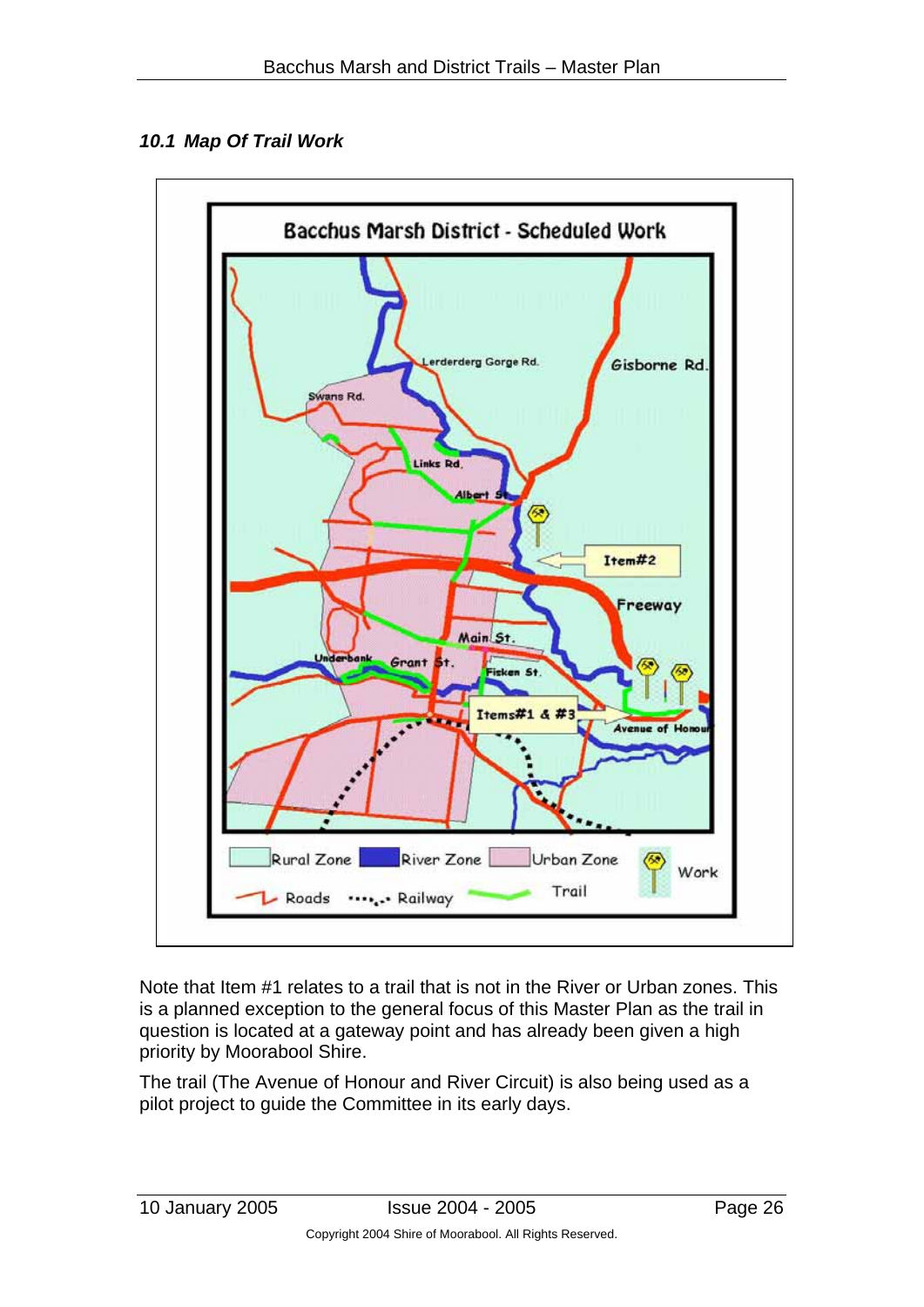### *10.1 Map Of Trail Work*

Note that Item #1 relates to a trail that is not in the River or Urban zones. This is a planned exception to the general focus of this Master Plan as the trail in question is located at a gateway point and has already been given a high priority by Moorabool Shire.

The trail (The Avenue of Honour and River Circuit) is also being used as a pilot project to guide the Committee in its early days.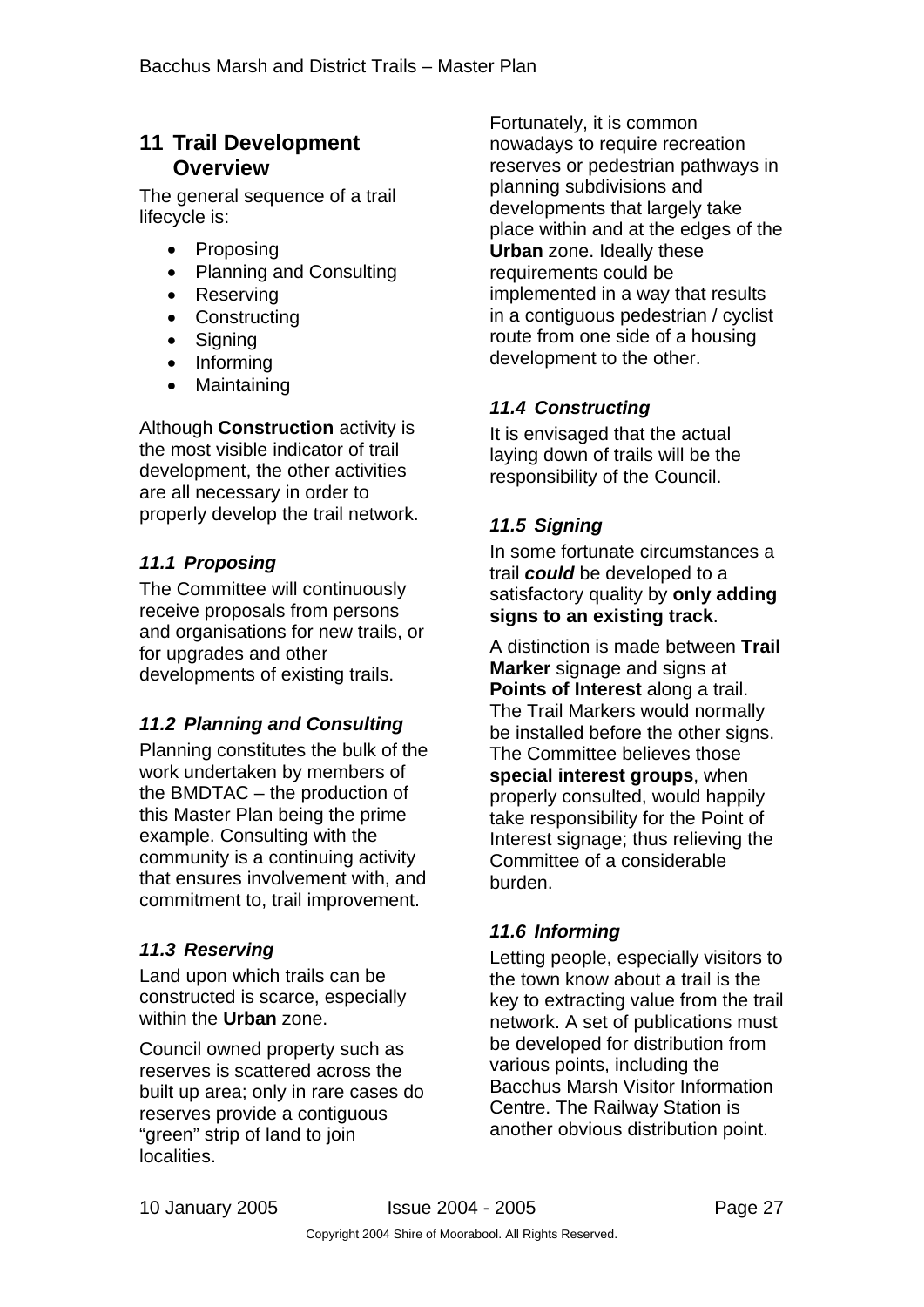## 11 Trail Development Overview

The general sequence of a trail lifecycle is:

- Proposing
- Planning and Consulting
- Reserving
- Constructing
- Signing
- Informing
- Maintaining

Although **Construction** activity is the most visible indicator of trail development, the other activities are all necessary in order to properly develop the trail network.

### *11.1 Proposing*

The Committee will continuously receive proposals from persons and organisations for new trails, or for upgrades and other developments of existing trails.

### *11.2 Planning and Consulting*

Planning constitutes the bulk of the work undertaken by members of the BMDTAC – the production of this Master Plan being the prime example. Consulting with the community is a continuing activity that ensures involvement with, and commitment to, trail improvement.

### *11.3 Reserving*

Land upon which trails can be constructed is scarce, especially within the **Urban** zone.

Council owned property such as reserves is scattered across the built up area; only in rare cases do reserves provide a contiguous "green" strip of land to join localities.

Fortunately, it is common nowadays to require recreation reserves or pedestrian pathways in planning subdivisions and developments that largely take place within and at the edges of the **Urban** zone. Ideally these requirements could be implemented in a way that results in a contiguous pedestrian / cyclist route from one side of a housing development to the other.

### *11.4 Constructing*

It is envisaged that the actual laying down of trails will be the responsibility of the Council.

### *11.5 Signing*

In some fortunate circumstances a trail ***could*** be developed to a satisfactory quality by **only adding signs to an existing track**.

A distinction is made between **Trail Marker** signage and signs at **Points of Interest** along a trail. The Trail Markers would normally be installed before the other signs. The Committee believes those **special interest groups**, when properly consulted, would happily take responsibility for the Point of Interest signage; thus relieving the Committee of a considerable burden.

### *11.6 Informing*

Letting people, especially visitors to the town know about a trail is the key to extracting value from the trail network. A set of publications must be developed for distribution from various points, including the Bacchus Marsh Visitor Information Centre. The Railway Station is another obvious distribution point.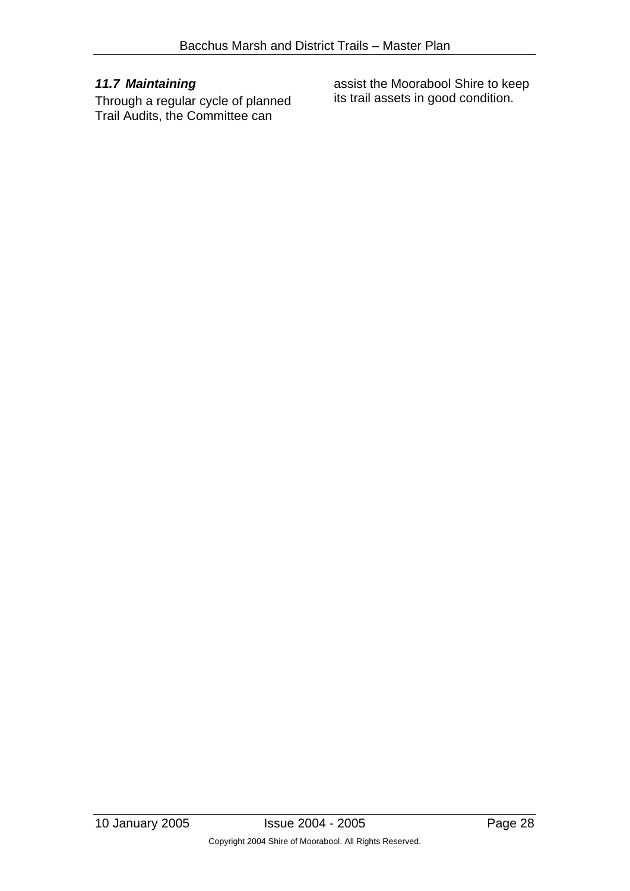### *11.7 Maintaining*

Through a regular cycle of planned Trail Audits, the Committee can assist the Moorabool Shire to keep its trail assets in good condition.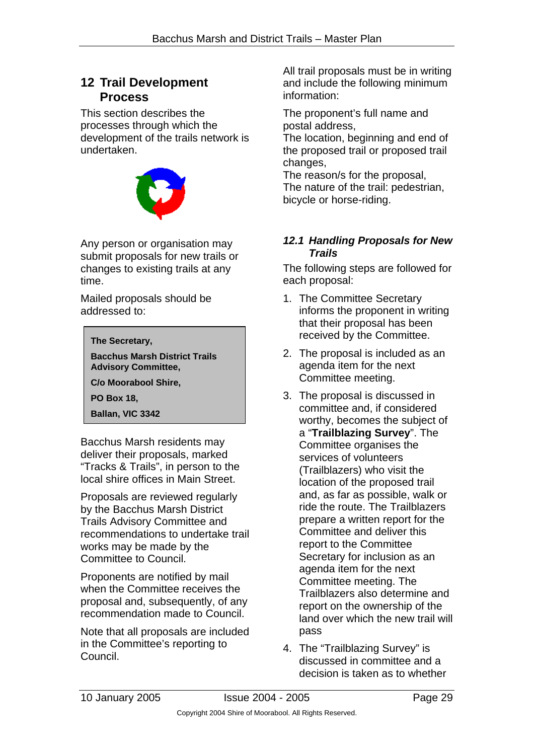## 12 Trail Development Process

This section describes the processes through which the development of the trails network is undertaken.

Any person or organisation may submit proposals for new trails or changes to existing trails at any time.

Mailed proposals should be addressed to:

**The Secretary,**

**Bacchus Marsh District Trails Advisory Committee,**

**C/o Moorabool Shire,**

**PO Box 18,**

**Ballan, VIC 3342**

Bacchus Marsh residents may deliver their proposals, marked "Tracks & Trails", in person to the local shire offices in Main Street.

Proposals are reviewed regularly by the Bacchus Marsh District Trails Advisory Committee and recommendations to undertake trail works may be made by the Committee to Council.

Proponents are notified by mail when the Committee receives the proposal and, subsequently, of any recommendation made to Council.

Note that all proposals are included in the Committee's reporting to Council.

All trail proposals must be in writing and include the following minimum information:

The proponent's full name and postal address,
The location, beginning and end of the proposed trail or proposed trail changes,
The reason/s for the proposal,
The nature of the trail: pedestrian, bicycle or horse-riding.

### *12.1 Handling Proposals for New Trails*

The following steps are followed for each proposal:

1. The Committee Secretary informs the proponent in writing that their proposal has been received by the Committee.
2. The proposal is included as an agenda item for the next Committee meeting.
3. The proposal is discussed in committee and, if considered worthy, becomes the subject of a "**Trailblazing Survey**". The Committee organises the services of volunteers (Trailblazers) who visit the location of the proposed trail and, as far as possible, walk or ride the route. The Trailblazers prepare a written report for the Committee and deliver this report to the Committee Secretary for inclusion as an agenda item for the next Committee meeting. The Trailblazers also determine and report on the ownership of the land over which the new trail will pass
4. The "Trailblazing Survey" is discussed in committee and a decision is taken as to whether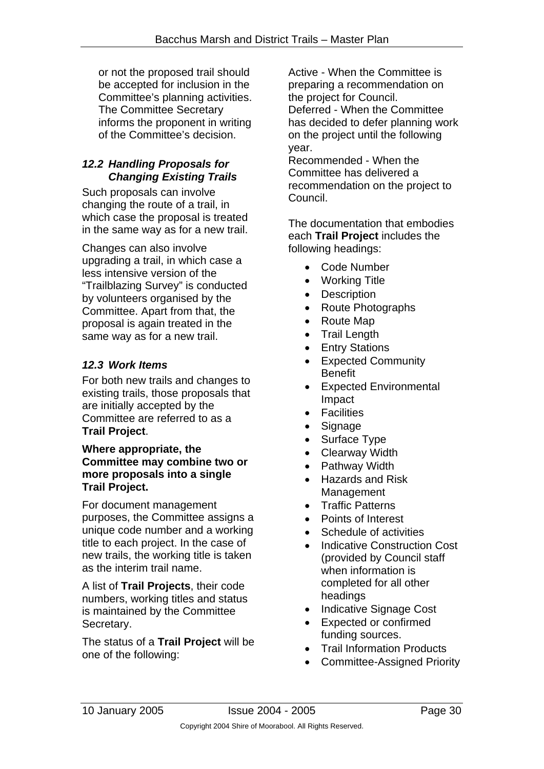or not the proposed trail should be accepted for inclusion in the Committee's planning activities. The Committee Secretary informs the proponent in writing of the Committee's decision.

### *12.2 Handling Proposals for Changing Existing Trails*

Such proposals can involve changing the route of a trail, in which case the proposal is treated in the same way as for a new trail.

Changes can also involve upgrading a trail, in which case a less intensive version of the "Trailblazing Survey" is conducted by volunteers organised by the Committee. Apart from that, the proposal is again treated in the same way as for a new trail.

### *12.3 Work Items*

For both new trails and changes to existing trails, those proposals that are initially accepted by the Committee are referred to as a **Trail Project**.

**Where appropriate, the Committee may combine two or more proposals into a single Trail Project.**

For document management purposes, the Committee assigns a unique code number and a working title to each project. In the case of new trails, the working title is taken as the interim trail name.

A list of **Trail Projects**, their code numbers, working titles and status is maintained by the Committee Secretary.

The status of a **Trail Project** will be one of the following:

Active - When the Committee is preparing a recommendation on the project for Council.
Deferred - When the Committee has decided to defer planning work on the project until the following year.
Recommended - When the Committee has delivered a recommendation on the project to Council.

The documentation that embodies each **Trail Project** includes the following headings:

- Code Number
- Working Title
- Description
- Route Photographs
- Route Map
- Trail Length
- Entry Stations
- Expected Community Benefit
- Expected Environmental Impact
- Facilities
- Signage
- Surface Type
- Clearway Width
- Pathway Width
- Hazards and Risk Management
- Traffic Patterns
- Points of Interest
- Schedule of activities
- Indicative Construction Cost (provided by Council staff when information is completed for all other headings
- Indicative Signage Cost
- Expected or confirmed funding sources.
- Trail Information Products
- Committee-Assigned Priority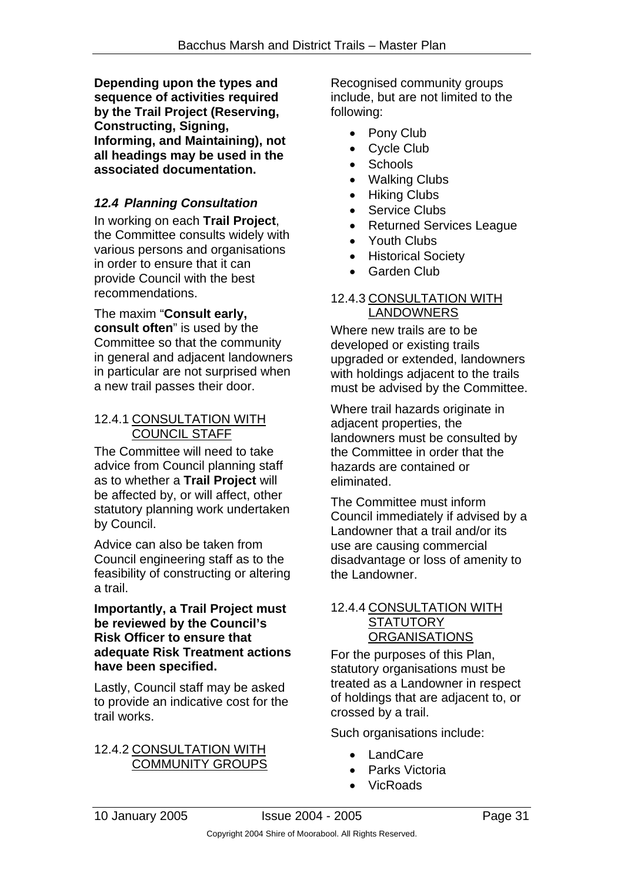**Depending upon the types and sequence of activities required by the Trail Project (Reserving, Constructing, Signing, Informing, and Maintaining), not all headings may be used in the associated documentation.**

## *12.4 Planning Consultation*

In working on each **Trail Project**, the Committee consults widely with various persons and organisations in order to ensure that it can provide Council with the best recommendations.

The maxim "**Consult early, consult often**" is used by the Committee so that the community in general and adjacent landowners in particular are not surprised when a new trail passes their door.

### 12.4.1 CONSULTATION WITH COUNCIL STAFF

The Committee will need to take advice from Council planning staff as to whether a **Trail Project** will be affected by, or will affect, other statutory planning work undertaken by Council.

Advice can also be taken from Council engineering staff as to the feasibility of constructing or altering a trail.

**Importantly, a Trail Project must be reviewed by the Council's Risk Officer to ensure that adequate Risk Treatment actions have been specified.**

Lastly, Council staff may be asked to provide an indicative cost for the trail works.

### 12.4.2 CONSULTATION WITH COMMUNITY GROUPS

Recognised community groups include, but are not limited to the following:

- Pony Club
- Cycle Club
- Schools
- Walking Clubs
- Hiking Clubs
- Service Clubs
- Returned Services League
- Youth Clubs
- Historical Society
- Garden Club

### 12.4.3 CONSULTATION WITH LANDOWNERS

Where new trails are to be developed or existing trails upgraded or extended, landowners with holdings adjacent to the trails must be advised by the Committee.

Where trail hazards originate in adjacent properties, the landowners must be consulted by the Committee in order that the hazards are contained or eliminated.

The Committee must inform Council immediately if advised by a Landowner that a trail and/or its use are causing commercial disadvantage or loss of amenity to the Landowner.

### 12.4.4 CONSULTATION WITH STATUTORY ORGANISATIONS

For the purposes of this Plan, statutory organisations must be treated as a Landowner in respect of holdings that are adjacent to, or crossed by a trail.

Such organisations include:

- LandCare
- Parks Victoria
- VicRoads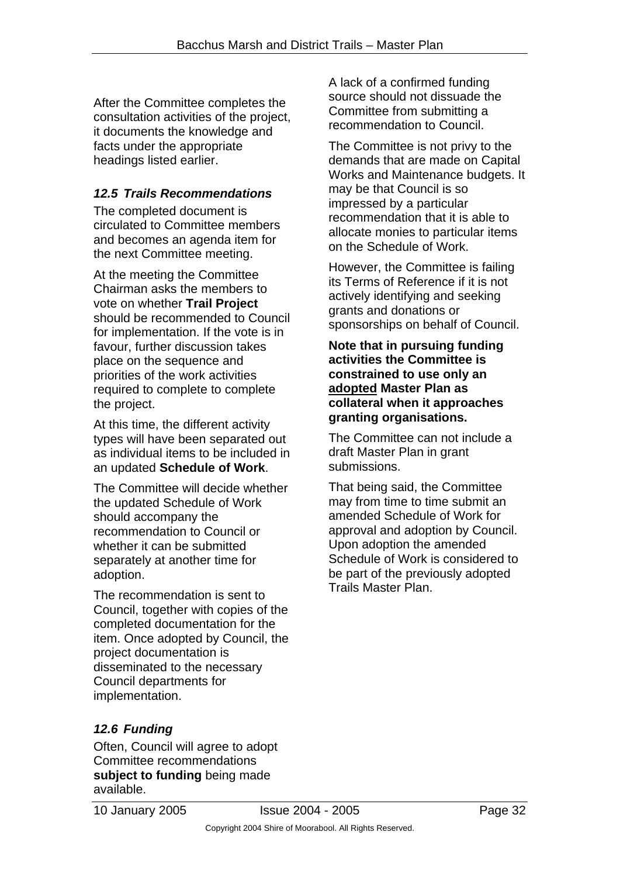After the Committee completes the consultation activities of the project, it documents the knowledge and facts under the appropriate headings listed earlier.

### *12.5 Trails Recommendations*

The completed document is circulated to Committee members and becomes an agenda item for the next Committee meeting.

At the meeting the Committee Chairman asks the members to vote on whether **Trail Project** should be recommended to Council for implementation. If the vote is in favour, further discussion takes place on the sequence and priorities of the work activities required to complete to complete the project.

At this time, the different activity types will have been separated out as individual items to be included in an updated **Schedule of Work**.

The Committee will decide whether the updated Schedule of Work should accompany the recommendation to Council or whether it can be submitted separately at another time for adoption.

The recommendation is sent to Council, together with copies of the completed documentation for the item. Once adopted by Council, the project documentation is disseminated to the necessary Council departments for implementation.

### *12.6 Funding*

Often, Council will agree to adopt Committee recommendations **subject to funding** being made available.

A lack of a confirmed funding source should not dissuade the Committee from submitting a recommendation to Council.

The Committee is not privy to the demands that are made on Capital Works and Maintenance budgets. It may be that Council is so impressed by a particular recommendation that it is able to allocate monies to particular items on the Schedule of Work.

However, the Committee is failing its Terms of Reference if it is not actively identifying and seeking grants and donations or sponsorships on behalf of Council.

**Note that in pursuing funding activities the Committee is constrained to use only an <u>adopted</u> Master Plan as collateral when it approaches granting organisations.**

The Committee can not include a draft Master Plan in grant submissions.

That being said, the Committee may from time to time submit an amended Schedule of Work for approval and adoption by Council. Upon adoption the amended Schedule of Work is considered to be part of the previously adopted Trails Master Plan.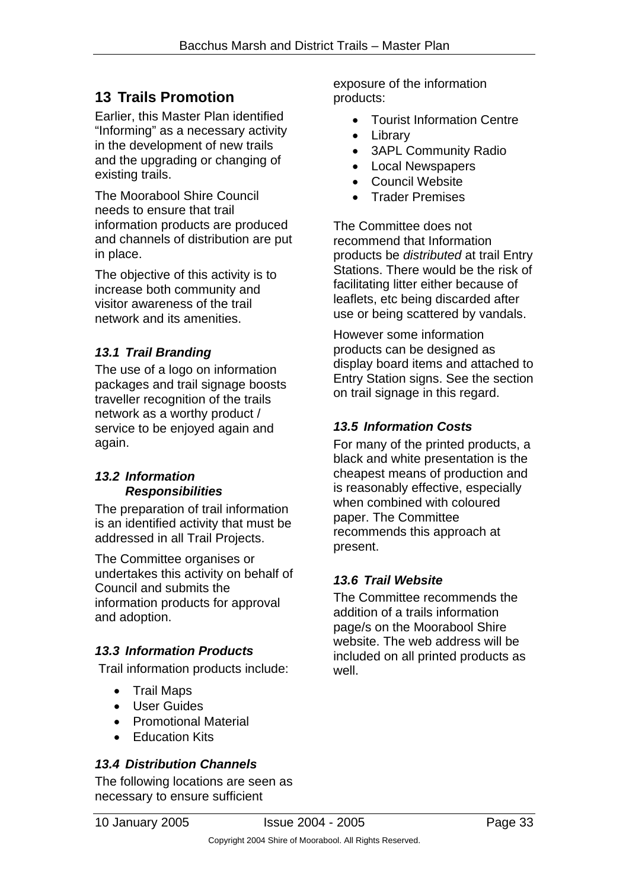## 13 Trails Promotion

Earlier, this Master Plan identified "Informing" as a necessary activity in the development of new trails and the upgrading or changing of existing trails.

The Moorabool Shire Council needs to ensure that trail information products are produced and channels of distribution are put in place.

The objective of this activity is to increase both community and visitor awareness of the trail network and its amenities.

### *13.1 Trail Branding*

The use of a logo on information packages and trail signage boosts traveller recognition of the trails network as a worthy product / service to be enjoyed again and again.

### *13.2 Information Responsibilities*

The preparation of trail information is an identified activity that must be addressed in all Trail Projects.

The Committee organises or undertakes this activity on behalf of Council and submits the information products for approval and adoption.

### *13.3 Information Products*

Trail information products include:

- Trail Maps
- User Guides
- Promotional Material
- Education Kits

### *13.4 Distribution Channels*

The following locations are seen as necessary to ensure sufficient exposure of the information products:

- Tourist Information Centre
- Library
- 3APL Community Radio
- Local Newspapers
- Council Website
- Trader Premises

The Committee does not recommend that Information products be *distributed* at trail Entry Stations. There would be the risk of facilitating litter either because of leaflets, etc being discarded after use or being scattered by vandals.

However some information products can be designed as display board items and attached to Entry Station signs. See the section on trail signage in this regard.

### *13.5 Information Costs*

For many of the printed products, a black and white presentation is the cheapest means of production and is reasonably effective, especially when combined with coloured paper. The Committee recommends this approach at present.

### *13.6 Trail Website*

The Committee recommends the addition of a trails information page/s on the Moorabool Shire website. The web address will be included on all printed products as well.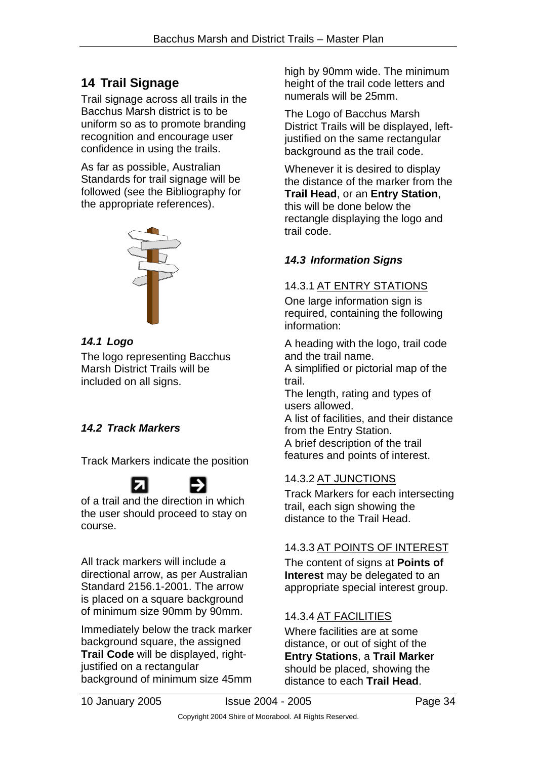## 14 Trail Signage

Trail signage across all trails in the Bacchus Marsh district is to be uniform so as to promote branding recognition and encourage user confidence in using the trails.

As far as possible, Australian Standards for trail signage will be followed (see the Bibliography for the appropriate references).

### *14.1 Logo*

The logo representing Bacchus Marsh District Trails will be included on all signs.

### *14.2 Track Markers*

Track Markers indicate the position of a trail and the direction in which the user should proceed to stay on course.

All track markers will include a directional arrow, as per Australian Standard 2156.1-2001. The arrow is placed on a square background of minimum size 90mm by 90mm.

Immediately below the track marker background square, the assigned **Trail Code** will be displayed, right-justified on a rectangular background of minimum size 45mm high by 90mm wide. The minimum height of the trail code letters and numerals will be 25mm.

The Logo of Bacchus Marsh District Trails will be displayed, left-justified on the same rectangular background as the trail code.

Whenever it is desired to display the distance of the marker from the **Trail Head**, or an **Entry Station**, this will be done below the rectangle displaying the logo and trail code.

### *14.3 Information Signs*

#### 14.3.1 AT ENTRY STATIONS

One large information sign is required, containing the following information:

A heading with the logo, trail code and the trail name.
A simplified or pictorial map of the trail.
The length, rating and types of users allowed.
A list of facilities, and their distance from the Entry Station.
A brief description of the trail features and points of interest.

#### 14.3.2 AT JUNCTIONS

Track Markers for each intersecting trail, each sign showing the distance to the Trail Head.

#### 14.3.3 AT POINTS OF INTEREST

The content of signs at **Points of Interest** may be delegated to an appropriate special interest group.

#### 14.3.4 AT FACILITIES

Where facilities are at some distance, or out of sight of the **Entry Stations**, a **Trail Marker** should be placed, showing the distance to each **Trail Head**.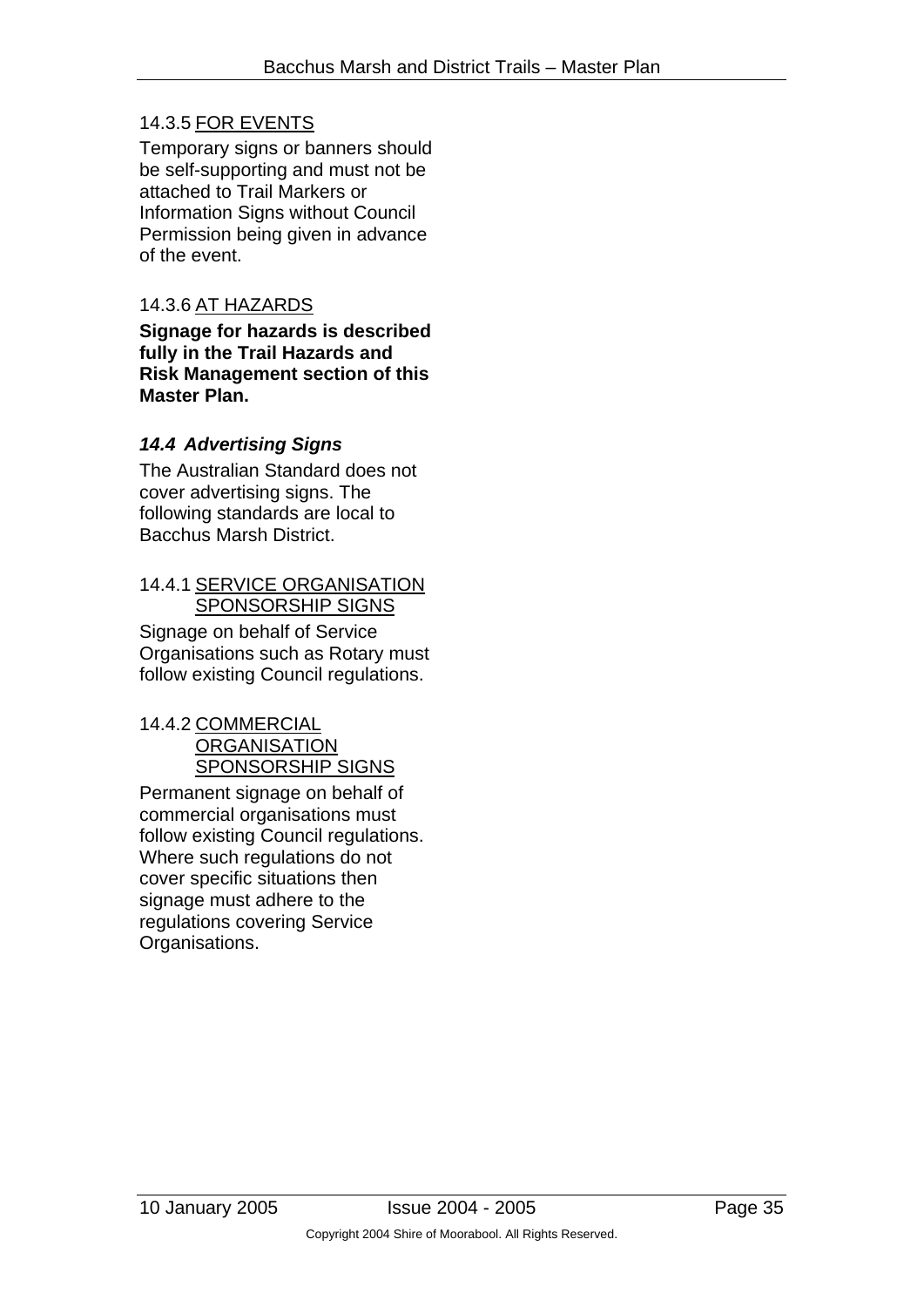#### 14.3.5 <u>FOR EVENTS</u>

Temporary signs or banners should be self-supporting and must not be attached to Trail Markers or Information Signs without Council Permission being given in advance of the event.

#### 14.3.6 <u>AT HAZARDS</u>

**Signage for hazards is described fully in the Trail Hazards and Risk Management section of this Master Plan.**

### *14.4 Advertising Signs*

The Australian Standard does not cover advertising signs. The following standards are local to Bacchus Marsh District.

#### 14.4.1 <u>SERVICE ORGANISATION SPONSORSHIP SIGNS</u>

Signage on behalf of Service Organisations such as Rotary must follow existing Council regulations.

#### 14.4.2 <u>COMMERCIAL ORGANISATION SPONSORSHIP SIGNS</u>

Permanent signage on behalf of commercial organisations must follow existing Council regulations. Where such regulations do not cover specific situations then signage must adhere to the regulations covering Service Organisations.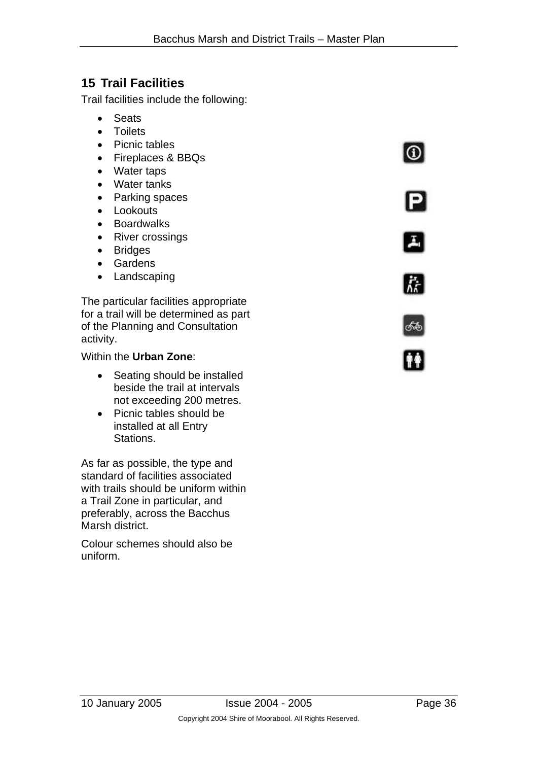## 15 Trail Facilities

Trail facilities include the following:

- Seats
- Toilets
- Picnic tables
- Fireplaces & BBQs
- Water taps
- Water tanks
- Parking spaces
- Lookouts
- Boardwalks
- River crossings
- Bridges
- Gardens
- Landscaping

The particular facilities appropriate for a trail will be determined as part of the Planning and Consultation activity.

Within the **Urban Zone**:

- Seating should be installed beside the trail at intervals not exceeding 200 metres.
- Picnic tables should be installed at all Entry Stations.

As far as possible, the type and standard of facilities associated with trails should be uniform within a Trail Zone in particular, and preferably, across the Bacchus Marsh district.

Colour schemes should also be uniform.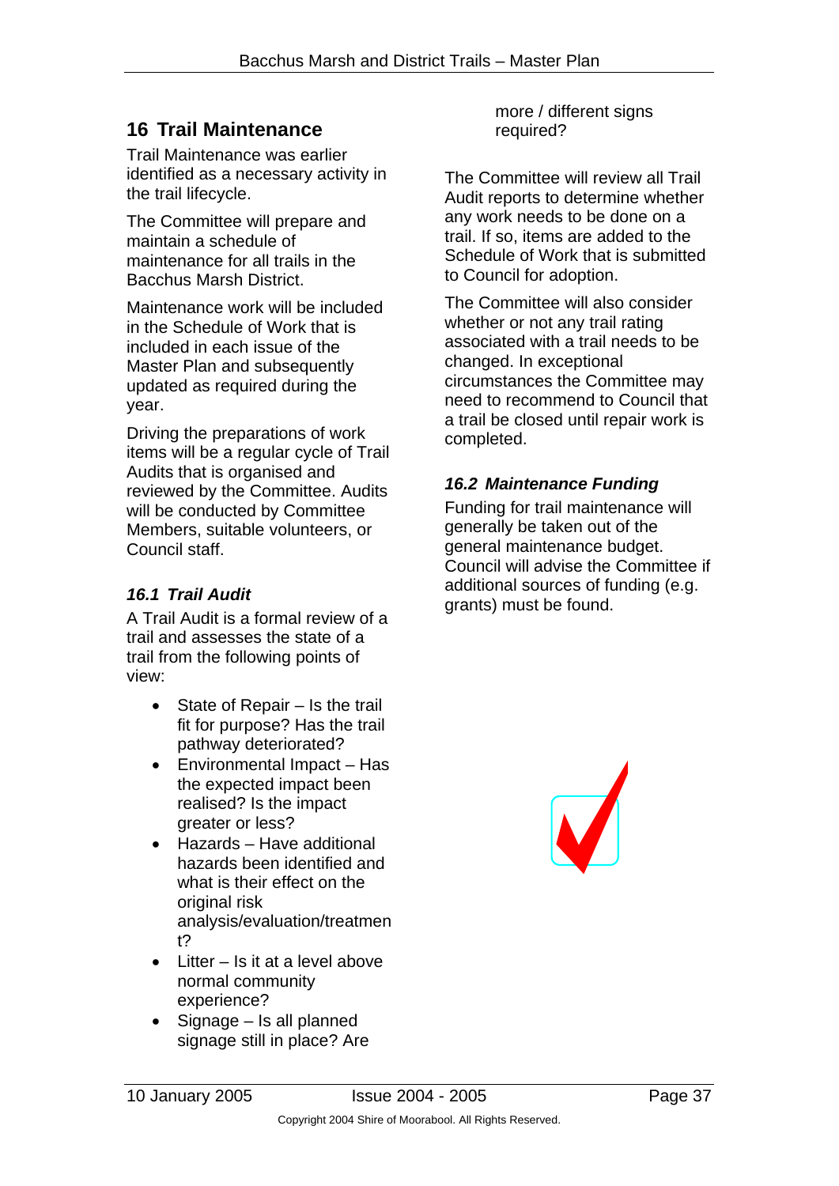## 16 Trail Maintenance

Trail Maintenance was earlier identified as a necessary activity in the trail lifecycle.

The Committee will prepare and maintain a schedule of maintenance for all trails in the Bacchus Marsh District.

Maintenance work will be included in the Schedule of Work that is included in each issue of the Master Plan and subsequently updated as required during the year.

Driving the preparations of work items will be a regular cycle of Trail Audits that is organised and reviewed by the Committee. Audits will be conducted by Committee Members, suitable volunteers, or Council staff.

### *16.1 Trail Audit*

A Trail Audit is a formal review of a trail and assesses the state of a trail from the following points of view:

- State of Repair – Is the trail fit for purpose? Has the trail pathway deteriorated?
- Environmental Impact – Has the expected impact been realised? Is the impact greater or less?
- Hazards – Have additional hazards been identified and what is their effect on the original risk analysis/evaluation/treatment?
- Litter – Is it at a level above normal community experience?
- Signage – Is all planned signage still in place? Are more / different signs required?

The Committee will review all Trail Audit reports to determine whether any work needs to be done on a trail. If so, items are added to the Schedule of Work that is submitted to Council for adoption.

The Committee will also consider whether or not any trail rating associated with a trail needs to be changed. In exceptional circumstances the Committee may need to recommend to Council that a trail be closed until repair work is completed.

### *16.2 Maintenance Funding*

Funding for trail maintenance will generally be taken out of the general maintenance budget. Council will advise the Committee if additional sources of funding (e.g. grants) must be found.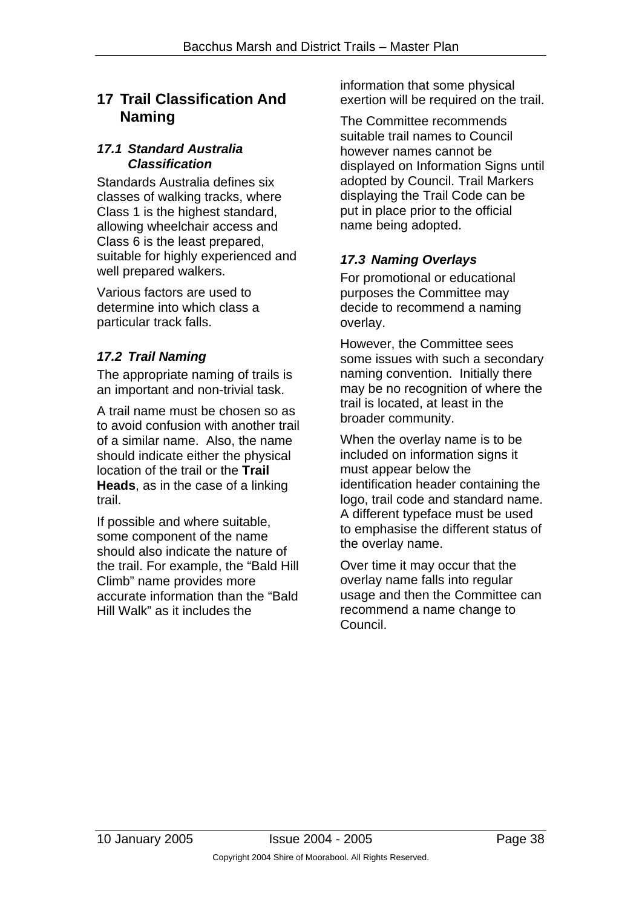# 17 Trail Classification And Naming

## 17.1 Standard Australia Classification

Standards Australia defines six classes of walking tracks, where Class 1 is the highest standard, allowing wheelchair access and Class 6 is the least prepared, suitable for highly experienced and well prepared walkers.

Various factors are used to determine into which class a particular track falls.

## 17.2 Trail Naming

The appropriate naming of trails is an important and non-trivial task.

A trail name must be chosen so as to avoid confusion with another trail of a similar name. Also, the name should indicate either the physical location of the trail or the **Trail Heads**, as in the case of a linking trail.

If possible and where suitable, some component of the name should also indicate the nature of the trail. For example, the "Bald Hill Climb" name provides more accurate information than the "Bald Hill Walk" as it includes the information that some physical exertion will be required on the trail.

The Committee recommends suitable trail names to Council however names cannot be displayed on Information Signs until adopted by Council. Trail Markers displaying the Trail Code can be put in place prior to the official name being adopted.

## 17.3 Naming Overlays

For promotional or educational purposes the Committee may decide to recommend a naming overlay.

However, the Committee sees some issues with such a secondary naming convention. Initially there may be no recognition of where the trail is located, at least in the broader community.

When the overlay name is to be included on information signs it must appear below the identification header containing the logo, trail code and standard name. A different typeface must be used to emphasise the different status of the overlay name.

Over time it may occur that the overlay name falls into regular usage and then the Committee can recommend a name change to Council.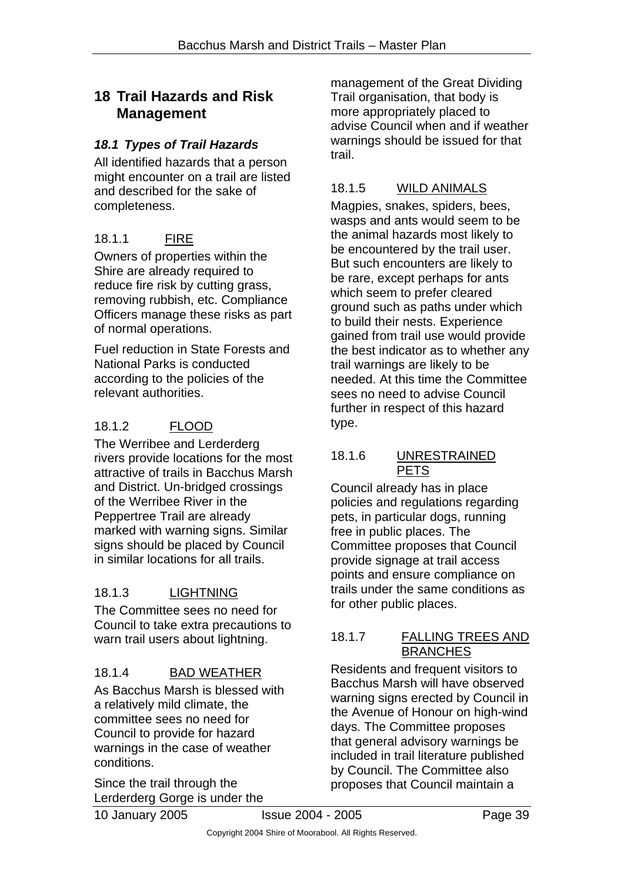# 18 Trail Hazards and Risk Management

## *18.1 Types of Trail Hazards*

All identified hazards that a person might encounter on a trail are listed and described for the sake of completeness.

### 18.1.1 FIRE

Owners of properties within the Shire are already required to reduce fire risk by cutting grass, removing rubbish, etc. Compliance Officers manage these risks as part of normal operations.

Fuel reduction in State Forests and National Parks is conducted according to the policies of the relevant authorities.

### 18.1.2 FLOOD

The Werribee and Lerderderg rivers provide locations for the most attractive of trails in Bacchus Marsh and District. Un-bridged crossings of the Werribee River in the Peppertree Trail are already marked with warning signs. Similar signs should be placed by Council in similar locations for all trails.

### 18.1.3 LIGHTNING

The Committee sees no need for Council to take extra precautions to warn trail users about lightning.

### 18.1.4 BAD WEATHER

As Bacchus Marsh is blessed with a relatively mild climate, the committee sees no need for Council to provide for hazard warnings in the case of weather conditions.

Since the trail through the Lerderderg Gorge is under the management of the Great Dividing Trail organisation, that body is more appropriately placed to advise Council when and if weather warnings should be issued for that trail.

### 18.1.5 WILD ANIMALS

Magpies, snakes, spiders, bees, wasps and ants would seem to be the animal hazards most likely to be encountered by the trail user. But such encounters are likely to be rare, except perhaps for ants which seem to prefer cleared ground such as paths under which to build their nests. Experience gained from trail use would provide the best indicator as to whether any trail warnings are likely to be needed. At this time the Committee sees no need to advise Council further in respect of this hazard type.

### 18.1.6 UNRESTRAINED PETS

Council already has in place policies and regulations regarding pets, in particular dogs, running free in public places. The Committee proposes that Council provide signage at trail access points and ensure compliance on trails under the same conditions as for other public places.

### 18.1.7 FALLING TREES AND BRANCHES

Residents and frequent visitors to Bacchus Marsh will have observed warning signs erected by Council in the Avenue of Honour on high-wind days. The Committee proposes that general advisory warnings be included in trail literature published by Council. The Committee also proposes that Council maintain a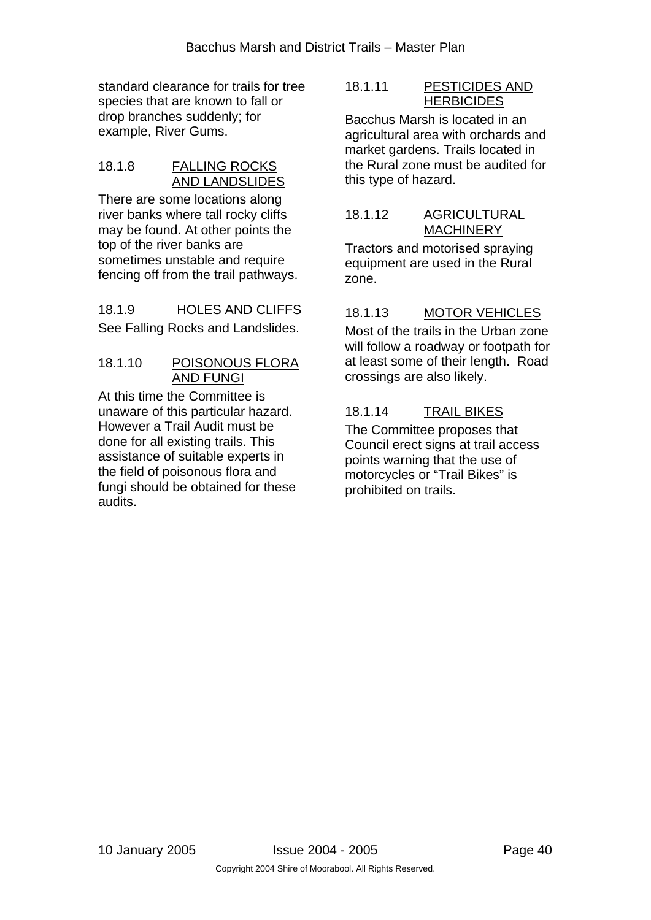standard clearance for trails for tree species that are known to fall or drop branches suddenly; for example, River Gums.

#### 18.1.8 FALLING ROCKS AND LANDSLIDES

There are some locations along river banks where tall rocky cliffs may be found. At other points the top of the river banks are sometimes unstable and require fencing off from the trail pathways.

#### 18.1.9 HOLES AND CLIFFS

See Falling Rocks and Landslides.

#### 18.1.10 POISONOUS FLORA AND FUNGI

At this time the Committee is unaware of this particular hazard. However a Trail Audit must be done for all existing trails. This assistance of suitable experts in the field of poisonous flora and fungi should be obtained for these audits.

#### 18.1.11 PESTICIDES AND HERBICIDES

Bacchus Marsh is located in an agricultural area with orchards and market gardens. Trails located in the Rural zone must be audited for this type of hazard.

#### 18.1.12 AGRICULTURAL MACHINERY

Tractors and motorised spraying equipment are used in the Rural zone.

#### 18.1.13 MOTOR VEHICLES

Most of the trails in the Urban zone will follow a roadway or footpath for at least some of their length. Road crossings are also likely.

#### 18.1.14 TRAIL BIKES

The Committee proposes that Council erect signs at trail access points warning that the use of motorcycles or "Trail Bikes" is prohibited on trails.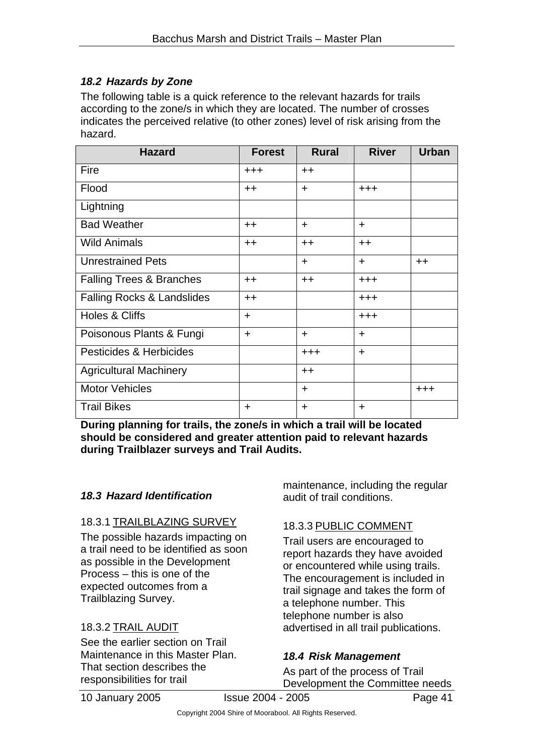### 18.2 Hazards by Zone

The following table is a quick reference to the relevant hazards for trails according to the zone/s in which they are located. The number of crosses indicates the perceived relative (to other zones) level of risk arising from the hazard.

| Hazard | Forest | Rural | River | Urban |
|---|---|---|---|---|
| Fire | +++ | ++ | | |
| Flood | ++ | + | +++ | |
| Lightning | | | | |
| Bad Weather | ++ | + | + | |
| Wild Animals | ++ | ++ | ++ | |
| Unrestrained Pets | | + | + | ++ |
| Falling Trees & Branches | ++ | ++ | +++ | |
| Falling Rocks & Landslides | ++ | | +++ | |
| Holes & Cliffs | + | | +++ | |
| Poisonous Plants & Fungi | + | + | + | |
| Pesticides & Herbicides | | +++ | + | |
| Agricultural Machinery | | ++ | | |
| Motor Vehicles | | + | | +++ |
| Trail Bikes | + | + | + | |

**During planning for trails, the zone/s in which a trail will be located should be considered and greater attention paid to relevant hazards during Trailblazer surveys and Trail Audits.**

### 18.3 Hazard Identification

#### 18.3.1 TRAILBLAZING SURVEY

The possible hazards impacting on a trail need to be identified as soon as possible in the Development Process – this is one of the expected outcomes from a Trailblazing Survey.

#### 18.3.2 TRAIL AUDIT

See the earlier section on Trail Maintenance in this Master Plan. That section describes the responsibilities for trail maintenance, including the regular audit of trail conditions.

#### 18.3.3 PUBLIC COMMENT

Trail users are encouraged to report hazards they have avoided or encountered while using trails. The encouragement is included in trail signage and takes the form of a telephone number. This telephone number is also advertised in all trail publications.

### 18.4 Risk Management

As part of the process of Trail Development the Committee needs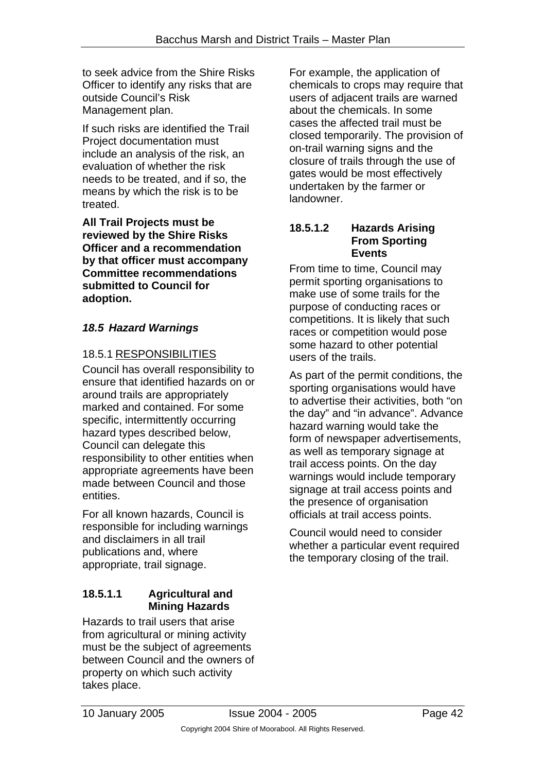to seek advice from the Shire Risks Officer to identify any risks that are outside Council's Risk Management plan.

If such risks are identified the Trail Project documentation must include an analysis of the risk, an evaluation of whether the risk needs to be treated, and if so, the means by which the risk is to be treated.

**All Trail Projects must be reviewed by the Shire Risks Officer and a recommendation by that officer must accompany Committee recommendations submitted to Council for adoption.**

## *18.5 Hazard Warnings*

### 18.5.1 RESPONSIBILITIES

Council has overall responsibility to ensure that identified hazards on or around trails are appropriately marked and contained. For some specific, intermittently occurring hazard types described below, Council can delegate this responsibility to other entities when appropriate agreements have been made between Council and those entities.

For all known hazards, Council is responsible for including warnings and disclaimers in all trail publications and, where appropriate, trail signage.

#### 18.5.1.1 Agricultural and Mining Hazards

Hazards to trail users that arise from agricultural or mining activity must be the subject of agreements between Council and the owners of property on which such activity takes place.

For example, the application of chemicals to crops may require that users of adjacent trails are warned about the chemicals. In some cases the affected trail must be closed temporarily. The provision of on-trail warning signs and the closure of trails through the use of gates would be most effectively undertaken by the farmer or landowner.

#### 18.5.1.2 Hazards Arising From Sporting Events

From time to time, Council may permit sporting organisations to make use of some trails for the purpose of conducting races or competitions. It is likely that such races or competition would pose some hazard to other potential users of the trails.

As part of the permit conditions, the sporting organisations would have to advertise their activities, both "on the day" and "in advance". Advance hazard warning would take the form of newspaper advertisements, as well as temporary signage at trail access points. On the day warnings would include temporary signage at trail access points and the presence of organisation officials at trail access points.

Council would need to consider whether a particular event required the temporary closing of the trail.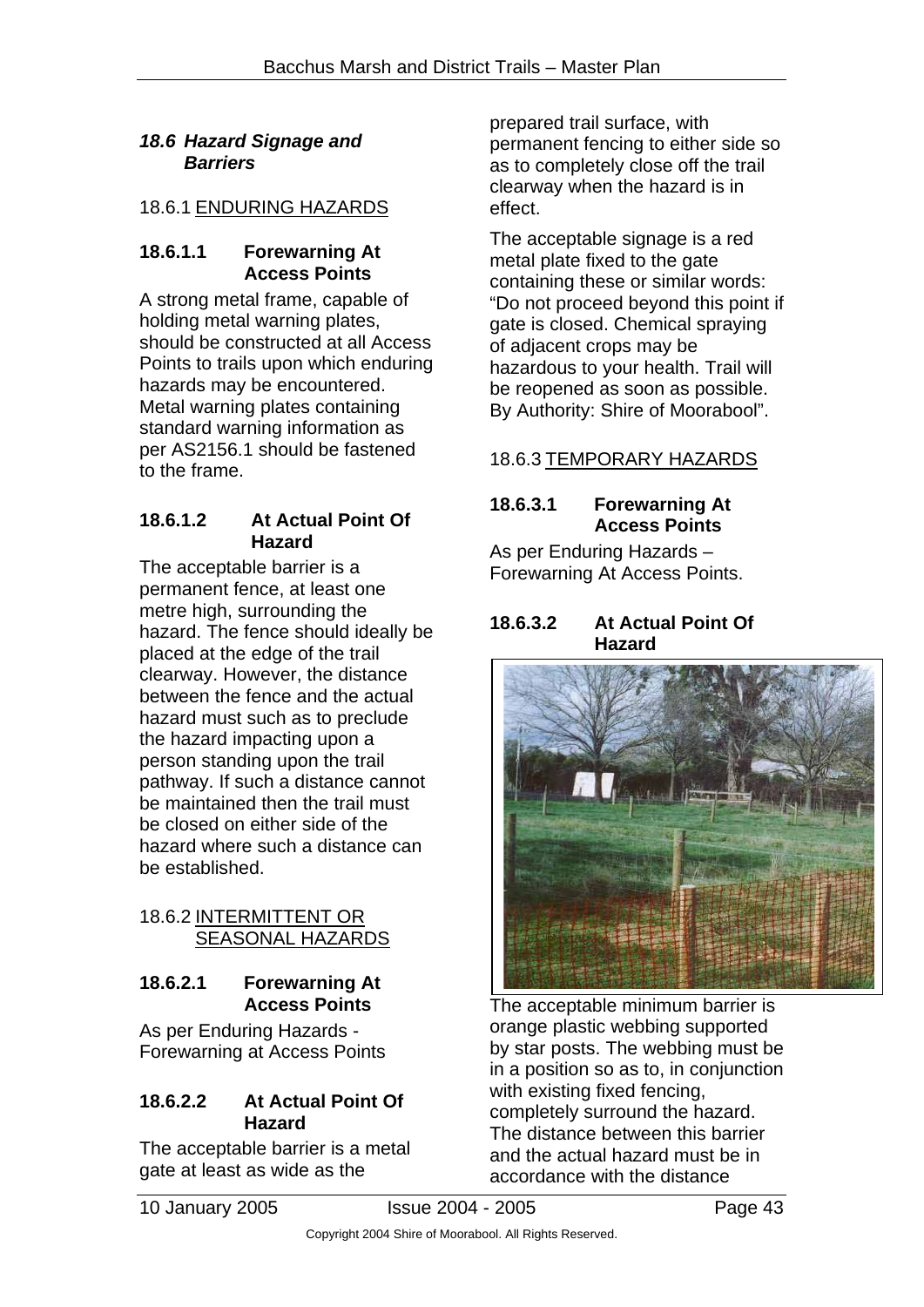### *18.6 Hazard Signage and Barriers*

#### 18.6.1 ENDURING HAZARDS

**18.6.1.1 Forewarning At Access Points**

A strong metal frame, capable of holding metal warning plates, should be constructed at all Access Points to trails upon which enduring hazards may be encountered. Metal warning plates containing standard warning information as per AS2156.1 should be fastened to the frame.

**18.6.1.2 At Actual Point Of Hazard**

The acceptable barrier is a permanent fence, at least one metre high, surrounding the hazard. The fence should ideally be placed at the edge of the trail clearway. However, the distance between the fence and the actual hazard must such as to preclude the hazard impacting upon a person standing upon the trail pathway. If such a distance cannot be maintained then the trail must be closed on either side of the hazard where such a distance can be established.

#### 18.6.2 INTERMITTENT OR SEASONAL HAZARDS

**18.6.2.1 Forewarning At Access Points**

As per Enduring Hazards - Forewarning at Access Points

**18.6.2.2 At Actual Point Of Hazard**

The acceptable barrier is a metal gate at least as wide as the prepared trail surface, with permanent fencing to either side so as to completely close off the trail clearway when the hazard is in effect.

The acceptable signage is a red metal plate fixed to the gate containing these or similar words: "Do not proceed beyond this point if gate is closed. Chemical spraying of adjacent crops may be hazardous to your health. Trail will be reopened as soon as possible. By Authority: Shire of Moorabool".

#### 18.6.3 TEMPORARY HAZARDS

**18.6.3.1 Forewarning At Access Points**

As per Enduring Hazards – Forewarning At Access Points.

**18.6.3.2 At Actual Point Of Hazard**

The acceptable minimum barrier is orange plastic webbing supported by star posts. The webbing must be in a position so as to, in conjunction with existing fixed fencing, completely surround the hazard. The distance between this barrier and the actual hazard must be in accordance with the distance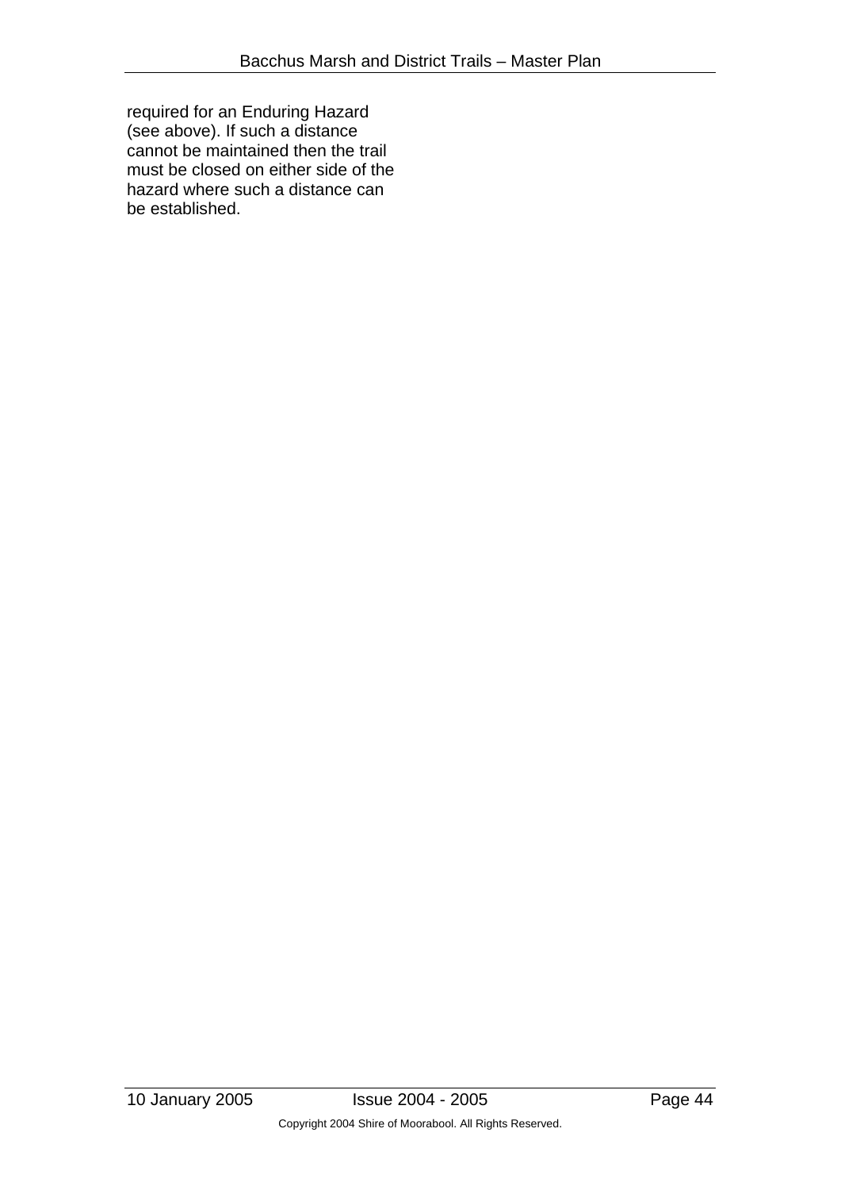required for an Enduring Hazard (see above). If such a distance cannot be maintained then the trail must be closed on either side of the hazard where such a distance can be established.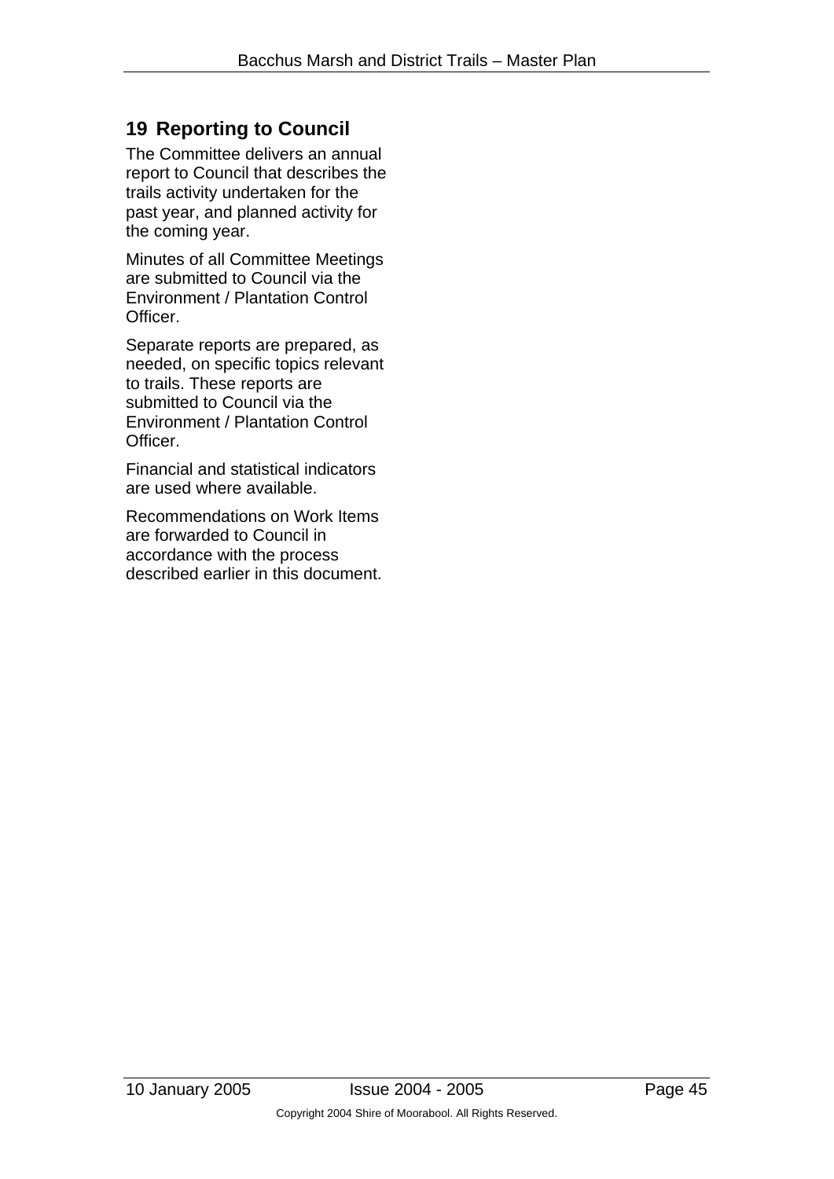## 19 Reporting to Council

The Committee delivers an annual report to Council that describes the trails activity undertaken for the past year, and planned activity for the coming year.

Minutes of all Committee Meetings are submitted to Council via the Environment / Plantation Control Officer.

Separate reports are prepared, as needed, on specific topics relevant to trails. These reports are submitted to Council via the Environment / Plantation Control Officer.

Financial and statistical indicators are used where available.

Recommendations on Work Items are forwarded to Council in accordance with the process described earlier in this document.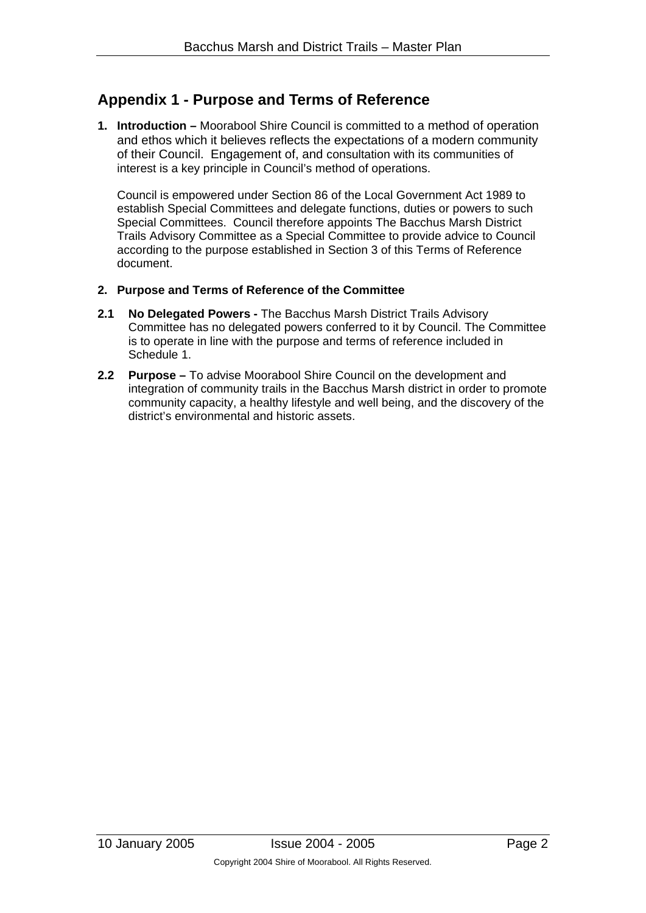## Appendix 1 - Purpose and Terms of Reference

1. **Introduction –** Moorabool Shire Council is committed to a method of operation and ethos which it believes reflects the expectations of a modern community of their Council. Engagement of, and consultation with its communities of interest is a key principle in Council's method of operations.

   Council is empowered under Section 86 of the Local Government Act 1989 to establish Special Committees and delegate functions, duties or powers to such Special Committees. Council therefore appoints The Bacchus Marsh District Trails Advisory Committee as a Special Committee to provide advice to Council according to the purpose established in Section 3 of this Terms of Reference document.

2. **Purpose and Terms of Reference of the Committee**

**2.1 No Delegated Powers -** The Bacchus Marsh District Trails Advisory Committee has no delegated powers conferred to it by Council. The Committee is to operate in line with the purpose and terms of reference included in Schedule 1.

**2.2 Purpose –** To advise Moorabool Shire Council on the development and integration of community trails in the Bacchus Marsh district in order to promote community capacity, a healthy lifestyle and well being, and the discovery of the district's environmental and historic assets.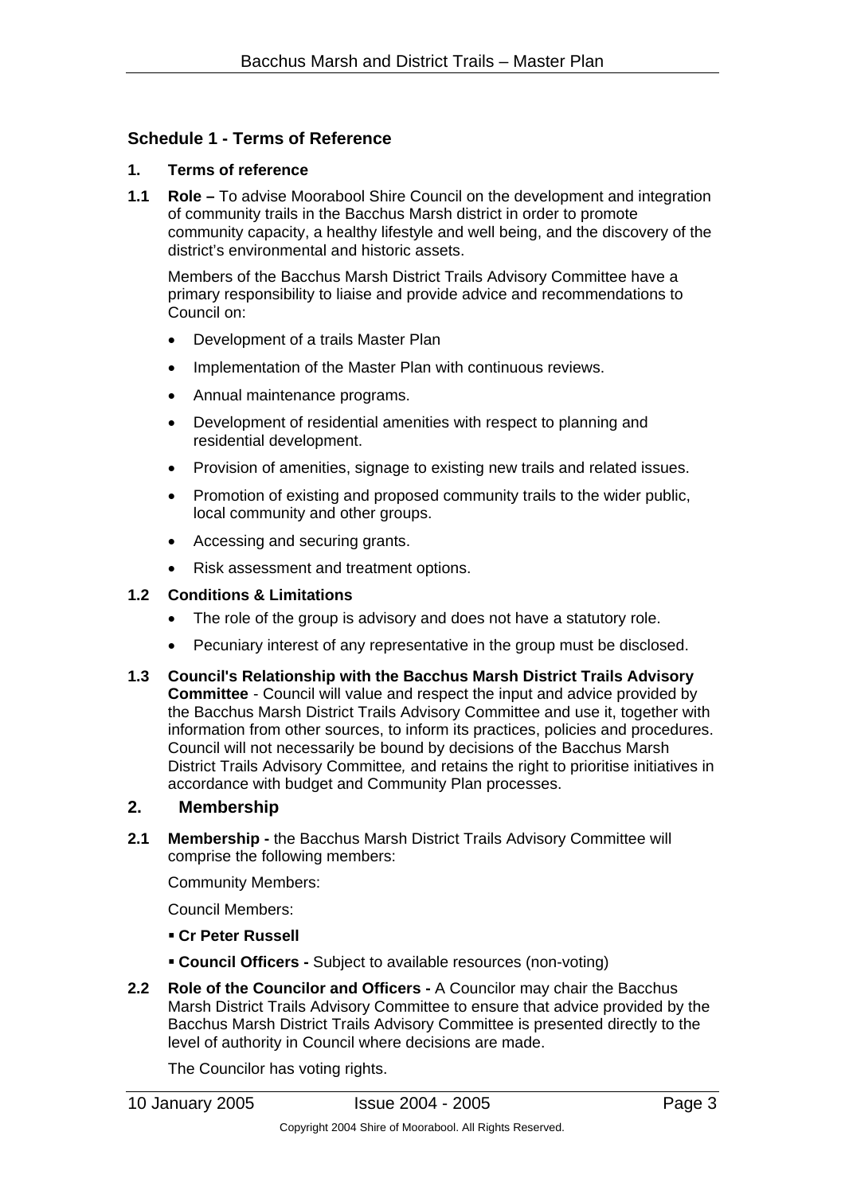## Schedule 1 - Terms of Reference

### 1. Terms of reference

**1.1 Role –** To advise Moorabool Shire Council on the development and integration of community trails in the Bacchus Marsh district in order to promote community capacity, a healthy lifestyle and well being, and the discovery of the district's environmental and historic assets.

Members of the Bacchus Marsh District Trails Advisory Committee have a primary responsibility to liaise and provide advice and recommendations to Council on:

- Development of a trails Master Plan
- Implementation of the Master Plan with continuous reviews.
- Annual maintenance programs.
- Development of residential amenities with respect to planning and residential development.
- Provision of amenities, signage to existing new trails and related issues.
- Promotion of existing and proposed community trails to the wider public, local community and other groups.
- Accessing and securing grants.
- Risk assessment and treatment options.

**1.2 Conditions & Limitations**

- The role of the group is advisory and does not have a statutory role.
- Pecuniary interest of any representative in the group must be disclosed.

**1.3 Council's Relationship with the Bacchus Marsh District Trails Advisory Committee** - Council will value and respect the input and advice provided by the Bacchus Marsh District Trails Advisory Committee and use it, together with information from other sources, to inform its practices, policies and procedures. Council will not necessarily be bound by decisions of the Bacchus Marsh District Trails Advisory Committee*,* and retains the right to prioritise initiatives in accordance with budget and Community Plan processes.

## 2. Membership

**2.1 Membership -** the Bacchus Marsh District Trails Advisory Committee will comprise the following members:

Community Members:

Council Members:

- **Cr Peter Russell**
- **Council Officers -** Subject to available resources (non-voting)

**2.2 Role of the Councilor and Officers -** A Councilor may chair the Bacchus Marsh District Trails Advisory Committee to ensure that advice provided by the Bacchus Marsh District Trails Advisory Committee is presented directly to the level of authority in Council where decisions are made.

The Councilor has voting rights.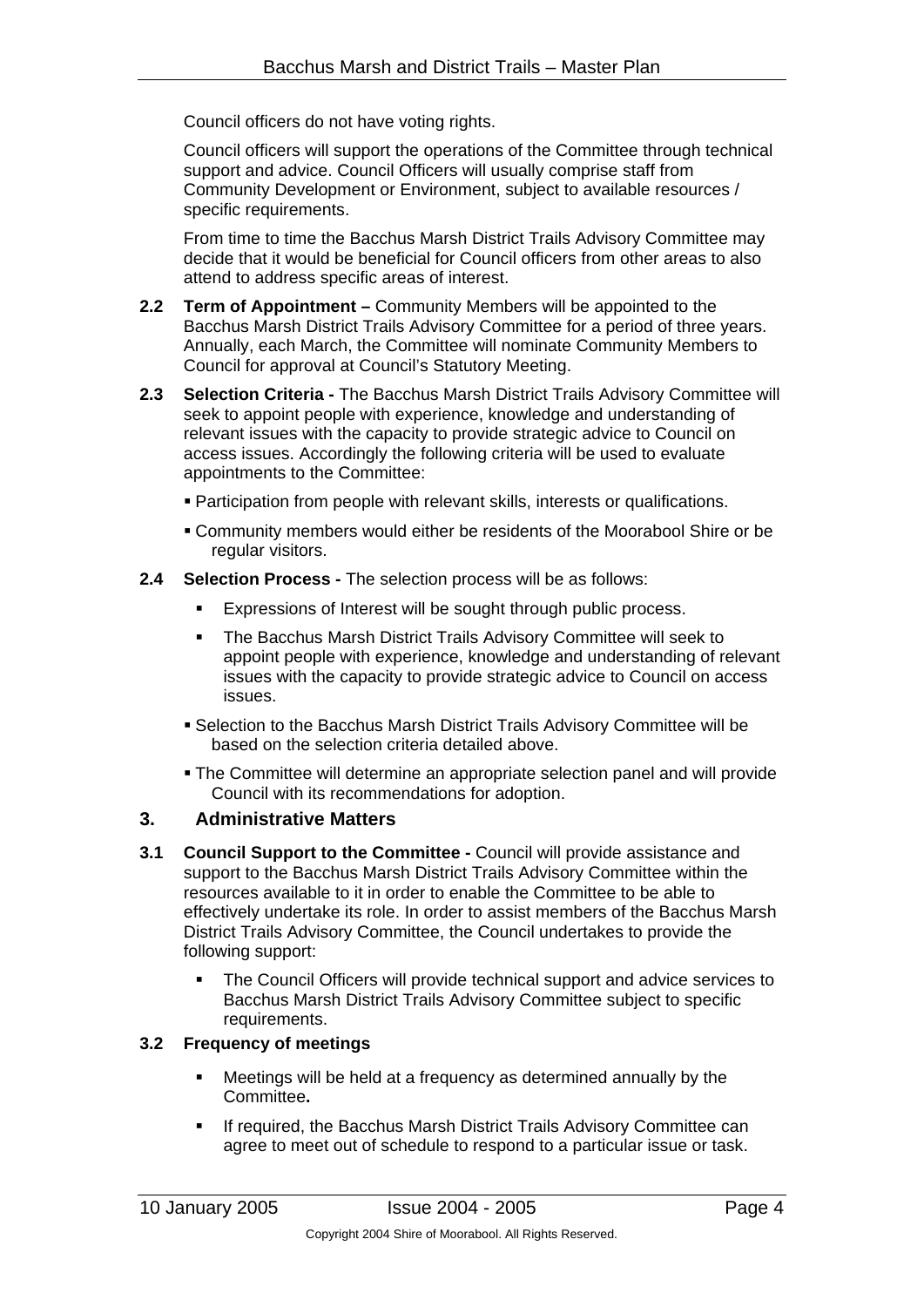Council officers do not have voting rights.

Council officers will support the operations of the Committee through technical support and advice. Council Officers will usually comprise staff from Community Development or Environment, subject to available resources / specific requirements.

From time to time the Bacchus Marsh District Trails Advisory Committee may decide that it would be beneficial for Council officers from other areas to also attend to address specific areas of interest.

**2.2 Term of Appointment –** Community Members will be appointed to the Bacchus Marsh District Trails Advisory Committee for a period of three years. Annually, each March, the Committee will nominate Community Members to Council for approval at Council's Statutory Meeting.

**2.3 Selection Criteria -** The Bacchus Marsh District Trails Advisory Committee will seek to appoint people with experience, knowledge and understanding of relevant issues with the capacity to provide strategic advice to Council on access issues. Accordingly the following criteria will be used to evaluate appointments to the Committee:

- Participation from people with relevant skills, interests or qualifications.
- Community members would either be residents of the Moorabool Shire or be regular visitors.

**2.4 Selection Process -** The selection process will be as follows:

- Expressions of Interest will be sought through public process.
- The Bacchus Marsh District Trails Advisory Committee will seek to appoint people with experience, knowledge and understanding of relevant issues with the capacity to provide strategic advice to Council on access issues.
- Selection to the Bacchus Marsh District Trails Advisory Committee will be based on the selection criteria detailed above.
- The Committee will determine an appropriate selection panel and will provide Council with its recommendations for adoption.

## 3. Administrative Matters

**3.1 Council Support to the Committee -** Council will provide assistance and support to the Bacchus Marsh District Trails Advisory Committee within the resources available to it in order to enable the Committee to be able to effectively undertake its role. In order to assist members of the Bacchus Marsh District Trails Advisory Committee, the Council undertakes to provide the following support:

- The Council Officers will provide technical support and advice services to Bacchus Marsh District Trails Advisory Committee subject to specific requirements.

**3.2 Frequency of meetings**

- Meetings will be held at a frequency as determined annually by the Committee**.**
- If required, the Bacchus Marsh District Trails Advisory Committee can agree to meet out of schedule to respond to a particular issue or task.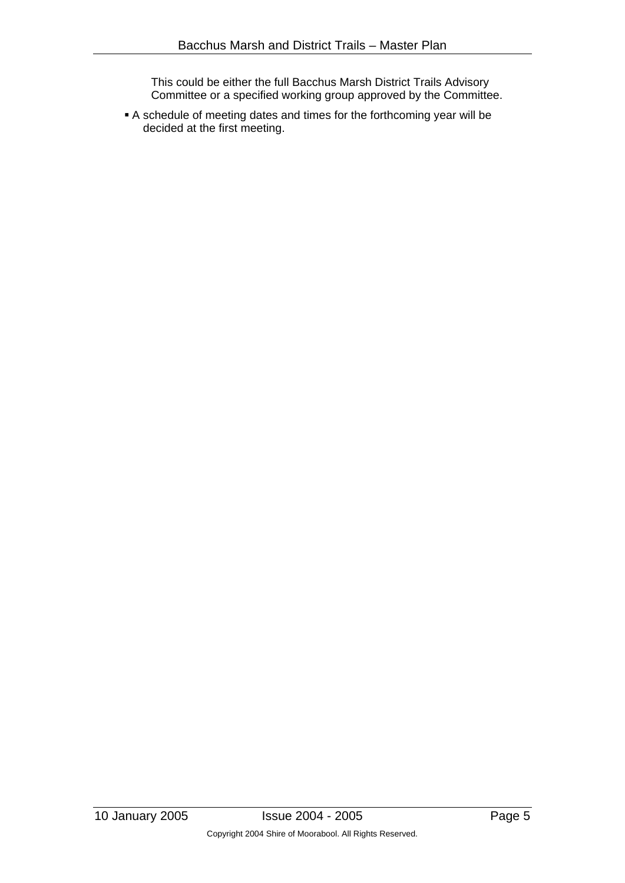This could be either the full Bacchus Marsh District Trails Advisory Committee or a specified working group approved by the Committee.

- A schedule of meeting dates and times for the forthcoming year will be decided at the first meeting.